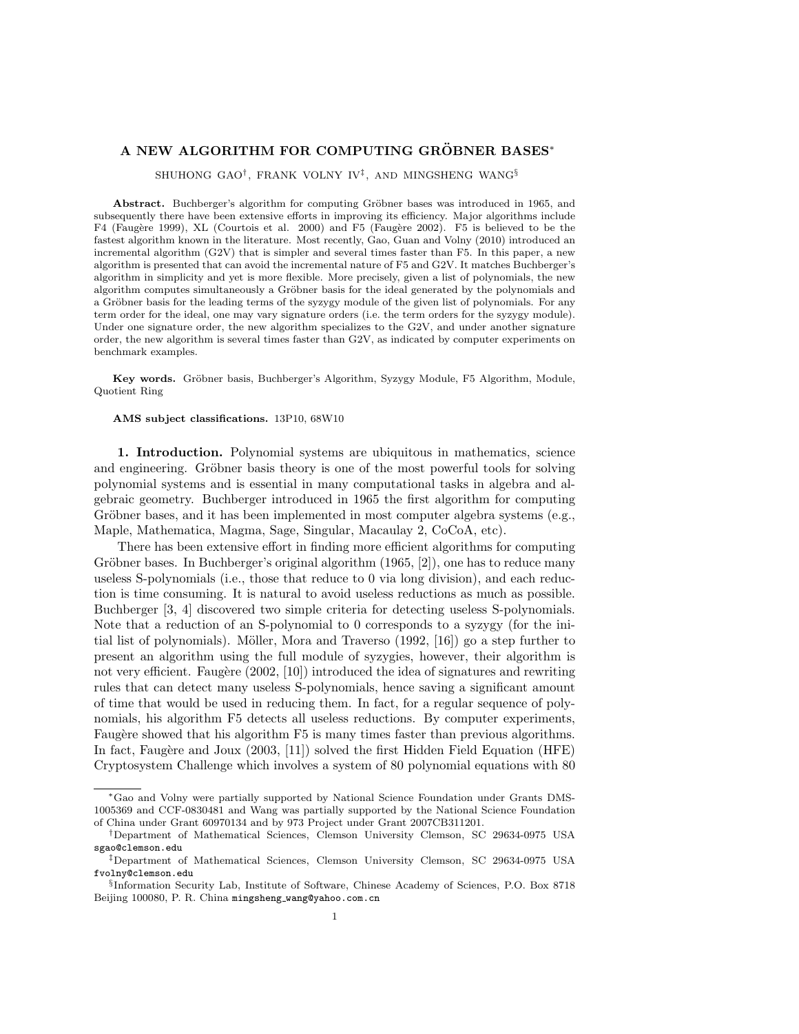# A NEW ALGORITHM FOR COMPUTING GRÖBNER BASES*

SHUHONG GAO†, FRANK VOLNY IV‡, AND MINGSHENG WANG§

**Abstract.** Buchberger's algorithm for computing Gröbner bases was introduced in 1965, and subsequently there have been extensive efforts in improving its efficiency. Major algorithms include F4 (Faugère 1999), XL (Courtois et al. 2000) and F5 (Faugère 2002). F5 is believed to be the fastest algorithm known in the literature. Most recently, Gao, Guan and Volny (2010) introduced an incremental algorithm (G2V) that is simpler and several times faster than F5. In this paper, a new algorithm is presented that can avoid the incremental nature of F5 and G2V. It matches Buchberger's algorithm in simplicity and yet is more flexible. More precisely, given a list of polynomials, the new algorithm computes simultaneously a Gröbner basis for the ideal generated by the polynomials and a Gröbner basis for the leading terms of the syzygy module of the given list of polynomials. For any term order for the ideal, one may vary signature orders (i.e. the term orders for the syzygy module). Under one signature order, the new algorithm specializes to the G2V, and under another signature order, the new algorithm is several times faster than G2V, as indicated by computer experiments on benchmark examples.

**Key words.** Gröbner basis, Buchberger's Algorithm, Syzygy Module, F5 Algorithm, Module, Quotient Ring

**AMS subject classifications.** 13P10, 68W10

## 1. Introduction.

Polynomial systems are ubiquitous in mathematics, science and engineering. Gröbner basis theory is one of the most powerful tools for solving polynomial systems and is essential in many computational tasks in algebra and algebraic geometry. Buchberger introduced in 1965 the first algorithm for computing Gröbner bases, and it has been implemented in most computer algebra systems (e.g., Maple, Mathematica, Magma, Sage, Singular, Macaulay 2, CoCoA, etc).

There has been extensive effort in finding more efficient algorithms for computing Gröbner bases. In Buchberger's original algorithm (1965, [2]), one has to reduce many useless S-polynomials (i.e., those that reduce to 0 via long division), and each reduction is time consuming. It is natural to avoid useless reductions as much as possible. Buchberger [3, 4] discovered two simple criteria for detecting useless S-polynomials. Note that a reduction of an S-polynomial to 0 corresponds to a syzygy (for the initial list of polynomials). Möller, Mora and Traverso (1992, [16]) go a step further to present an algorithm using the full module of syzygies, however, their algorithm is not very efficient. Faugère (2002, [10]) introduced the idea of signatures and rewriting rules that can detect many useless S-polynomials, hence saving a significant amount of time that would be used in reducing them. In fact, for a regular sequence of polynomials, his algorithm F5 detects all useless reductions. By computer experiments, Faugère showed that his algorithm F5 is many times faster than previous algorithms. In fact, Faugère and Joux (2003, [11]) solved the first Hidden Field Equation (HFE) Cryptosystem Challenge which involves a system of 80 polynomial equations with 80

---

*Gao and Volny were partially supported by National Science Foundation under Grants DMS-1005369 and CCF-0830481 and Wang was partially supported by the National Science Foundation of China under Grant 60970134 and by 973 Project under Grant 2007CB311201.

†Department of Mathematical Sciences, Clemson University Clemson, SC 29634-0975 USA sgao@clemson.edu

‡Department of Mathematical Sciences, Clemson University Clemson, SC 29634-0975 USA fvolny@clemson.edu

§Information Security Lab, Institute of Software, Chinese Academy of Sciences, P.O. Box 8718 Beijing 100080, P. R. China mingsheng_wang@yahoo.com.cn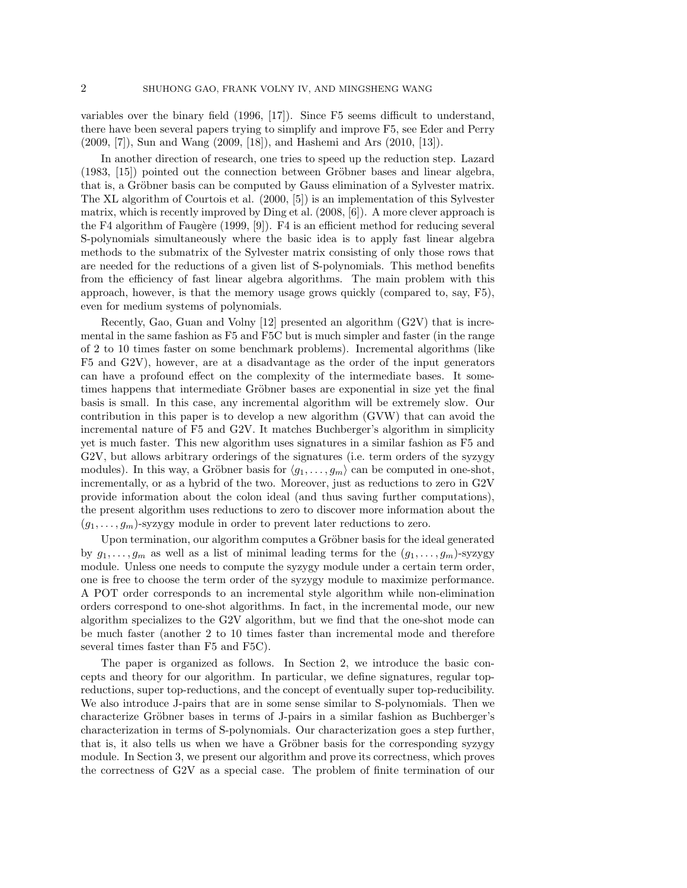variables over the binary field (1996, [17]). Since F5 seems difficult to understand, there have been several papers trying to simplify and improve F5, see Eder and Perry (2009, [7]), Sun and Wang (2009, [18]), and Hashemi and Ars (2010, [13]).

In another direction of research, one tries to speed up the reduction step. Lazard (1983, [15]) pointed out the connection between Gröbner bases and linear algebra, that is, a Gröbner basis can be computed by Gauss elimination of a Sylvester matrix. The XL algorithm of Courtois et al. (2000, [5]) is an implementation of this Sylvester matrix, which is recently improved by Ding et al. (2008, [6]). A more clever approach is the F4 algorithm of Faugère (1999, [9]). F4 is an efficient method for reducing several S-polynomials simultaneously where the basic idea is to apply fast linear algebra methods to the submatrix of the Sylvester matrix consisting of only those rows that are needed for the reductions of a given list of S-polynomials. This method benefits from the efficiency of fast linear algebra algorithms. The main problem with this approach, however, is that the memory usage grows quickly (compared to, say, F5), even for medium systems of polynomials.

Recently, Gao, Guan and Volny [12] presented an algorithm (G2V) that is incremental in the same fashion as F5 and F5C but is much simpler and faster (in the range of 2 to 10 times faster on some benchmark problems). Incremental algorithms (like F5 and G2V), however, are at a disadvantage as the order of the input generators can have a profound effect on the complexity of the intermediate bases. It sometimes happens that intermediate Gröbner bases are exponential in size yet the final basis is small. In this case, any incremental algorithm will be extremely slow. Our contribution in this paper is to develop a new algorithm (GVW) that can avoid the incremental nature of F5 and G2V. It matches Buchberger's algorithm in simplicity yet is much faster. This new algorithm uses signatures in a similar fashion as F5 and G2V, but allows arbitrary orderings of the signatures (i.e. term orders of the syzygy modules). In this way, a Gröbner basis for $\langle g_1, \ldots, g_m \rangle$ can be computed in one-shot, incrementally, or as a hybrid of the two. Moreover, just as reductions to zero in G2V provide information about the colon ideal (and thus saving further computations), the present algorithm uses reductions to zero to discover more information about the $(g_1, \ldots, g_m)$-syzygy module in order to prevent later reductions to zero.

Upon termination, our algorithm computes a Gröbner basis for the ideal generated by $g_1, \ldots, g_m$ as well as a list of minimal leading terms for the $(g_1, \ldots, g_m)$-syzygy module. Unless one needs to compute the syzygy module under a certain term order, one is free to choose the term order of the syzygy module to maximize performance. A POT order corresponds to an incremental style algorithm while non-elimination orders correspond to one-shot algorithms. In fact, in the incremental mode, our new algorithm specializes to the G2V algorithm, but we find that the one-shot mode can be much faster (another 2 to 10 times faster than incremental mode and therefore several times faster than F5 and F5C).

The paper is organized as follows. In Section 2, we introduce the basic concepts and theory for our algorithm. In particular, we define signatures, regular top-reductions, super top-reductions, and the concept of eventually super top-reducibility. We also introduce J-pairs that are in some sense similar to S-polynomials. Then we characterize Gröbner bases in terms of J-pairs in a similar fashion as Buchberger's characterization in terms of S-polynomials. Our characterization goes a step further, that is, it also tells us when we have a Gröbner basis for the corresponding syzygy module. In Section 3, we present our algorithm and prove its correctness, which proves the correctness of G2V as a special case. The problem of finite termination of our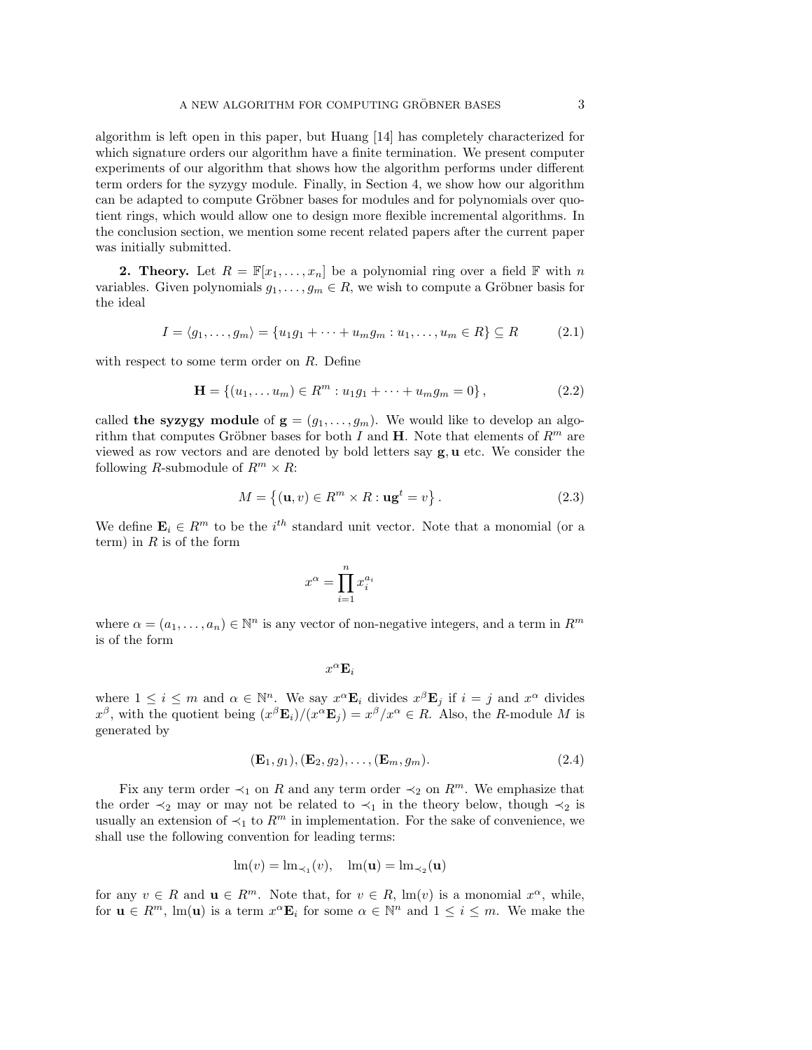algorithm is left open in this paper, but Huang [14] has completely characterized for which signature orders our algorithm have a finite termination. We present computer experiments of our algorithm that shows how the algorithm performs under different term orders for the syzygy module. Finally, in Section 4, we show how our algorithm can be adapted to compute Gröbner bases for modules and for polynomials over quotient rings, which would allow one to design more flexible incremental algorithms. In the conclusion section, we mention some recent related papers after the current paper was initially submitted.

**2. Theory.** Let $R = \mathbb{F}[x_1, \ldots, x_n]$ be a polynomial ring over a field $\mathbb{F}$ with $n$ variables. Given polynomials $g_1, \ldots, g_m \in R$, we wish to compute a Gröbner basis for the ideal

$$I = \langle g_1, \ldots, g_m \rangle = \{u_1 g_1 + \cdots + u_m g_m : u_1, \ldots, u_m \in R\} \subseteq R \tag{2.1}$$

with respect to some term order on $R$. Define

$$\mathbf{H} = \{(u_1, \ldots u_m) \in R^m : u_1 g_1 + \cdots + u_m g_m = 0\}, \tag{2.2}$$

called **the syzygy module** of $\mathbf{g} = (g_1, \ldots, g_m)$. We would like to develop an algorithm that computes Gröbner bases for both $I$ and $\mathbf{H}$. Note that elements of $R^m$ are viewed as row vectors and are denoted by bold letters say $\mathbf{g}, \mathbf{u}$ etc. We consider the following $R$-submodule of $R^m \times R$:

$$M = \left\{(\mathbf{u}, v) \in R^m \times R : \mathbf{u}\mathbf{g}^t = v\right\}. \tag{2.3}$$

We define $\mathbf{E}_i \in R^m$ to be the $i^{th}$ standard unit vector. Note that a monomial (or a term) in $R$ is of the form

$$x^\alpha = \prod_{i=1}^{n} x_i^{a_i}$$

where $\alpha = (a_1, \ldots, a_n) \in \mathbb{N}^n$ is any vector of non-negative integers, and a term in $R^m$ is of the form

$$x^\alpha \mathbf{E}_i$$

where $1 \leq i \leq m$ and $\alpha \in \mathbb{N}^n$. We say $x^\alpha \mathbf{E}_i$ divides $x^\beta \mathbf{E}_j$ if $i = j$ and $x^\alpha$ divides $x^\beta$, with the quotient being $(x^\beta \mathbf{E}_i)/(x^\alpha \mathbf{E}_j) = x^\beta / x^\alpha \in R$. Also, the $R$-module $M$ is generated by

$$(\mathbf{E}_1, g_1), (\mathbf{E}_2, g_2), \ldots, (\mathbf{E}_m, g_m). \tag{2.4}$$

Fix any term order $\prec_1$ on $R$ and any term order $\prec_2$ on $R^m$. We emphasize that the order $\prec_2$ may or may not be related to $\prec_1$ in the theory below, though $\prec_2$ is usually an extension of $\prec_1$ to $R^m$ in implementation. For the sake of convenience, we shall use the following convention for leading terms:

$$\operatorname{lm}(v) = \operatorname{lm}_{\prec_1}(v), \quad \operatorname{lm}(\mathbf{u}) = \operatorname{lm}_{\prec_2}(\mathbf{u})$$

for any $v \in R$ and $\mathbf{u} \in R^m$. Note that, for $v \in R$, $\operatorname{lm}(v)$ is a monomial $x^\alpha$, while, for $\mathbf{u} \in R^m$, $\operatorname{lm}(\mathbf{u})$ is a term $x^\alpha \mathbf{E}_i$ for some $\alpha \in \mathbb{N}^n$ and $1 \leq i \leq m$. We make the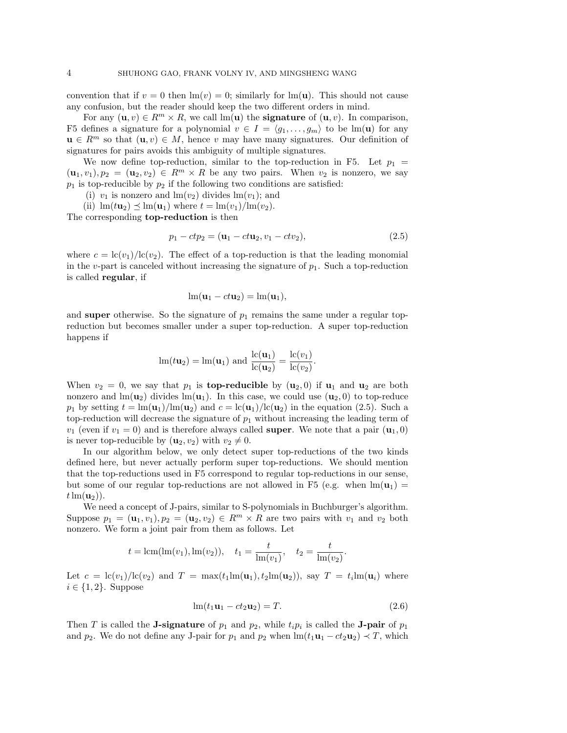convention that if $v = 0$ then $\text{lm}(v) = 0$; similarly for $\text{lm}(\mathbf{u})$. This should not cause any confusion, but the reader should keep the two different orders in mind.

For any $(\mathbf{u}, v) \in R^m \times R$, we call $\text{lm}(\mathbf{u})$ the **signature** of $(\mathbf{u}, v)$. In comparison, F5 defines a signature for a polynomial $v \in I = \langle g_1, \ldots, g_m \rangle$ to be $\text{lm}(\mathbf{u})$ for any $\mathbf{u} \in R^m$ so that $(\mathbf{u}, v) \in M$, hence $v$ may have many signatures. Our definition of signatures for pairs avoids this ambiguity of multiple signatures.

We now define top-reduction, similar to the top-reduction in F5. Let $p_1 = (\mathbf{u}_1, v_1), p_2 = (\mathbf{u}_2, v_2) \in R^m \times R$ be any two pairs. When $v_2$ is nonzero, we say $p_1$ is top-reducible by $p_2$ if the following two conditions are satisfied:

(i) $v_1$ is nonzero and $\text{lm}(v_2)$ divides $\text{lm}(v_1)$; and

(ii) $\text{lm}(t\mathbf{u}_2) \preceq \text{lm}(\mathbf{u}_1)$ where $t = \text{lm}(v_1)/\text{lm}(v_2)$.

The corresponding **top-reduction** is then

$$p_1 - ctp_2 = (\mathbf{u}_1 - ct\mathbf{u}_2, v_1 - ctv_2), \tag{2.5}$$

where $c = \text{lc}(v_1)/\text{lc}(v_2)$. The effect of a top-reduction is that the leading monomial in the $v$-part is canceled without increasing the signature of $p_1$. Such a top-reduction is called **regular**, if

$$\text{lm}(\mathbf{u}_1 - ct\mathbf{u}_2) = \text{lm}(\mathbf{u}_1),$$

and **super** otherwise. So the signature of $p_1$ remains the same under a regular top-reduction but becomes smaller under a super top-reduction. A super top-reduction happens if

$$\text{lm}(t\mathbf{u}_2) = \text{lm}(\mathbf{u}_1) \text{ and } \frac{\text{lc}(\mathbf{u}_1)}{\text{lc}(\mathbf{u}_2)} = \frac{\text{lc}(v_1)}{\text{lc}(v_2)}.$$

When $v_2 = 0$, we say that $p_1$ is **top-reducible** by $(\mathbf{u}_2, 0)$ if $\mathbf{u}_1$ and $\mathbf{u}_2$ are both nonzero and $\text{lm}(\mathbf{u}_2)$ divides $\text{lm}(\mathbf{u}_1)$. In this case, we could use $(\mathbf{u}_2, 0)$ to top-reduce $p_1$ by setting $t = \text{lm}(\mathbf{u}_1)/\text{lm}(\mathbf{u}_2)$ and $c = \text{lc}(\mathbf{u}_1)/\text{lc}(\mathbf{u}_2)$ in the equation (2.5). Such a top-reduction will decrease the signature of $p_1$ without increasing the leading term of $v_1$ (even if $v_1 = 0$) and is therefore always called **super**. We note that a pair $(\mathbf{u}_1, 0)$ is never top-reducible by $(\mathbf{u}_2, v_2)$ with $v_2 \neq 0$.

In our algorithm below, we only detect super top-reductions of the two kinds defined here, but never actually perform super top-reductions. We should mention that the top-reductions used in F5 correspond to regular top-reductions in our sense, but some of our regular top-reductions are not allowed in F5 (e.g. when $\text{lm}(\mathbf{u}_1) = t\,\text{lm}(\mathbf{u}_2)$).

We need a concept of J-pairs, similar to S-polynomials in Buchburger's algorithm. Suppose $p_1 = (\mathbf{u}_1, v_1), p_2 = (\mathbf{u}_2, v_2) \in R^m \times R$ are two pairs with $v_1$ and $v_2$ both nonzero. We form a joint pair from them as follows. Let

$$t = \text{lcm}(\text{lm}(v_1), \text{lm}(v_2)), \quad t_1 = \frac{t}{\text{lm}(v_1)}, \quad t_2 = \frac{t}{\text{lm}(v_2)}.$$

Let $c = \text{lc}(v_1)/\text{lc}(v_2)$ and $T = \max(t_1\text{lm}(\mathbf{u}_1), t_2\text{lm}(\mathbf{u}_2))$, say $T = t_i\text{lm}(\mathbf{u}_i)$ where $i \in \{1, 2\}$. Suppose

$$\text{lm}(t_1\mathbf{u}_1 - ct_2\mathbf{u}_2) = T. \tag{2.6}$$

Then $T$ is called the **J-signature** of $p_1$ and $p_2$, while $t_ip_i$ is called the **J-pair** of $p_1$ and $p_2$. We do not define any J-pair for $p_1$ and $p_2$ when $\text{lm}(t_1\mathbf{u}_1 - ct_2\mathbf{u}_2) \prec T$, which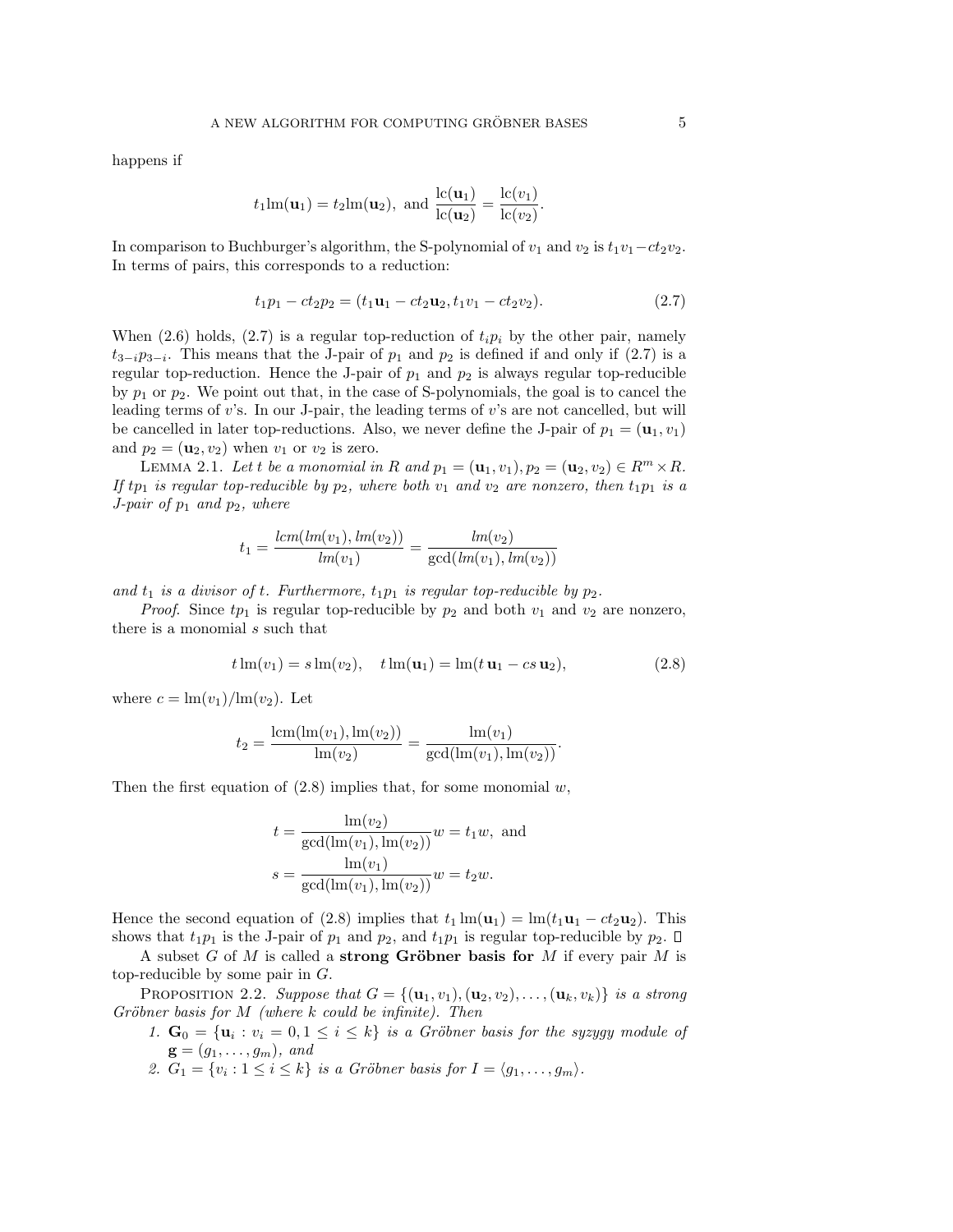happens if

$$t_1\text{lm}(\mathbf{u}_1) = t_2\text{lm}(\mathbf{u}_2), \text{ and } \frac{\text{lc}(\mathbf{u}_1)}{\text{lc}(\mathbf{u}_2)} = \frac{\text{lc}(v_1)}{\text{lc}(v_2)}.$$

In comparison to Buchburger's algorithm, the S-polynomial of $v_1$ and $v_2$ is $t_1v_1 - ct_2v_2$. In terms of pairs, this corresponds to a reduction:

$$t_1p_1 - ct_2p_2 = (t_1\mathbf{u}_1 - ct_2\mathbf{u}_2, t_1v_1 - ct_2v_2). \tag{2.7}$$

When (2.6) holds, (2.7) is a regular top-reduction of $t_ip_i$ by the other pair, namely $t_{3-i}p_{3-i}$. This means that the J-pair of $p_1$ and $p_2$ is defined if and only if (2.7) is a regular top-reduction. Hence the J-pair of $p_1$ and $p_2$ is always regular top-reducible by $p_1$ or $p_2$. We point out that, in the case of S-polynomials, the goal is to cancel the leading terms of $v$'s. In our J-pair, the leading terms of $v$'s are not cancelled, but will be cancelled in later top-reductions. Also, we never define the J-pair of $p_1 = (\mathbf{u}_1, v_1)$ and $p_2 = (\mathbf{u}_2, v_2)$ when $v_1$ or $v_2$ is zero.

Lemma 2.1. *Let $t$ be a monomial in $R$ and $p_1 = (\mathbf{u}_1, v_1), p_2 = (\mathbf{u}_2, v_2) \in R^m \times R$. If $tp_1$ is regular top-reducible by $p_2$, where both $v_1$ and $v_2$ are nonzero, then $t_1p_1$ is a J-pair of $p_1$ and $p_2$, where*

$$t_1 = \frac{lcm(lm(v_1), lm(v_2))}{lm(v_1)} = \frac{lm(v_2)}{\gcd(lm(v_1), lm(v_2))}$$

*and $t_1$ is a divisor of $t$. Furthermore, $t_1p_1$ is regular top-reducible by $p_2$.*

*Proof.* Since $tp_1$ is regular top-reducible by $p_2$ and both $v_1$ and $v_2$ are nonzero, there is a monomial $s$ such that

$$t\,\text{lm}(v_1) = s\,\text{lm}(v_2), \quad t\,\text{lm}(\mathbf{u}_1) = \text{lm}(t\,\mathbf{u}_1 - cs\,\mathbf{u}_2), \tag{2.8}$$

where $c = \text{lm}(v_1)/\text{lm}(v_2)$. Let

$$t_2 = \frac{\text{lcm}(\text{lm}(v_1), \text{lm}(v_2))}{\text{lm}(v_2)} = \frac{\text{lm}(v_1)}{\gcd(\text{lm}(v_1), \text{lm}(v_2))}.$$

Then the first equation of (2.8) implies that, for some monomial $w$,

$$t = \frac{\text{lm}(v_2)}{\gcd(\text{lm}(v_1), \text{lm}(v_2))}w = t_1w, \text{ and}$$
$$s = \frac{\text{lm}(v_1)}{\gcd(\text{lm}(v_1), \text{lm}(v_2))}w = t_2w.$$

Hence the second equation of (2.8) implies that $t_1\,\text{lm}(\mathbf{u}_1) = \text{lm}(t_1\mathbf{u}_1 - ct_2\mathbf{u}_2)$. This shows that $t_1p_1$ is the J-pair of $p_1$ and $p_2$, and $t_1p_1$ is regular top-reducible by $p_2$. $\square$

A subset $G$ of $M$ is called a **strong Gröbner basis for** $M$ if every pair $M$ is top-reducible by some pair in $G$.

Proposition 2.2. *Suppose that $G = \{(\mathbf{u}_1, v_1), (\mathbf{u}_2, v_2), \ldots, (\mathbf{u}_k, v_k)\}$ is a strong Gröbner basis for $M$ (where $k$ could be infinite). Then*

1. *$\mathbf{G}_0 = \{\mathbf{u}_i : v_i = 0, 1 \le i \le k\}$ is a Gröbner basis for the syzygy module of $\mathbf{g} = (g_1, \ldots, g_m)$, and*
2. *$G_1 = \{v_i : 1 \le i \le k\}$ is a Gröbner basis for $I = \langle g_1, \ldots, g_m \rangle$.*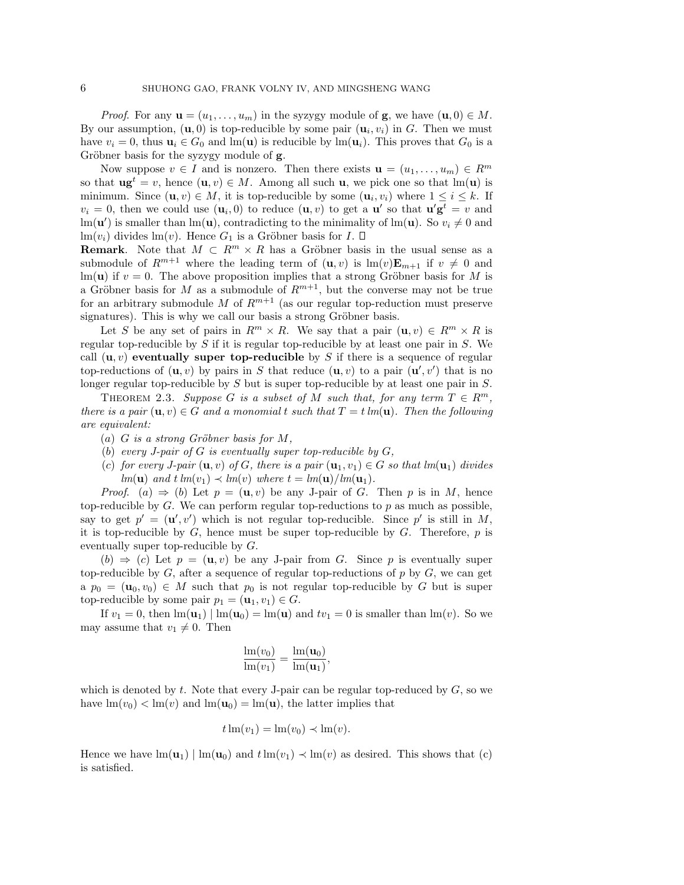*Proof*. For any $\mathbf{u} = (u_1, \ldots, u_m)$ in the syzygy module of $\mathbf{g}$, we have $(\mathbf{u}, 0) \in M$. By our assumption, $(\mathbf{u}, 0)$ is top-reducible by some pair $(\mathbf{u}_i, v_i)$ in $G$. Then we must have $v_i = 0$, thus $\mathbf{u}_i \in G_0$ and $\text{lm}(\mathbf{u})$ is reducible by $\text{lm}(\mathbf{u}_i)$. This proves that $G_0$ is a Gröbner basis for the syzygy module of $\mathbf{g}$.

Now suppose $v \in I$ and is nonzero. Then there exists $\mathbf{u} = (u_1, \ldots, u_m) \in R^m$ so that $\mathbf{u}\mathbf{g}^t = v$, hence $(\mathbf{u}, v) \in M$. Among all such $\mathbf{u}$, we pick one so that $\text{lm}(\mathbf{u})$ is minimum. Since $(\mathbf{u}, v) \in M$, it is top-reducible by some $(\mathbf{u}_i, v_i)$ where $1 \leq i \leq k$. If $v_i = 0$, then we could use $(\mathbf{u}_i, 0)$ to reduce $(\mathbf{u}, v)$ to get a $\mathbf{u}'$ so that $\mathbf{u}'\mathbf{g}^t = v$ and $\text{lm}(\mathbf{u}')$ is smaller than $\text{lm}(\mathbf{u})$, contradicting to the minimality of $\text{lm}(\mathbf{u})$. So $v_i \neq 0$ and $\text{lm}(v_i)$ divides $\text{lm}(v)$. Hence $G_1$ is a Gröbner basis for $I$. □

**Remark**. Note that $M \subset R^m \times R$ has a Gröbner basis in the usual sense as a submodule of $R^{m+1}$ where the leading term of $(\mathbf{u}, v)$ is $\text{lm}(v)\mathbf{E}_{m+1}$ if $v \neq 0$ and $\text{lm}(\mathbf{u})$ if $v = 0$. The above proposition implies that a strong Gröbner basis for $M$ is a Gröbner basis for $M$ as a submodule of $R^{m+1}$, but the converse may not be true for an arbitrary submodule $M$ of $R^{m+1}$ (as our regular top-reduction must preserve signatures). This is why we call our basis a strong Gröbner basis.

Let $S$ be any set of pairs in $R^m \times R$. We say that a pair $(\mathbf{u}, v) \in R^m \times R$ is regular top-reducible by $S$ if it is regular top-reducible by at least one pair in $S$. We call $(\mathbf{u}, v)$ **eventually super top-reducible** by $S$ if there is a sequence of regular top-reductions of $(\mathbf{u}, v)$ by pairs in $S$ that reduce $(\mathbf{u}, v)$ to a pair $(\mathbf{u}', v')$ that is no longer regular top-reducible by $S$ but is super top-reducible by at least one pair in $S$.

THEOREM 2.3. *Suppose $G$ is a subset of $M$ such that, for any term $T \in R^m$, there is a pair $(\mathbf{u}, v) \in G$ and a monomial $t$ such that $T = t\,lm(\mathbf{u})$. Then the following are equivalent:*

(*a*) *$G$ is a strong Gröbner basis for $M$,*

(*b*) *every J-pair of $G$ is eventually super top-reducible by $G$,*

(*c*) *for every J-pair $(\mathbf{u}, v)$ of $G$, there is a pair $(\mathbf{u}_1, v_1) \in G$ so that $lm(\mathbf{u}_1)$ divides $lm(\mathbf{u})$ and $t\,lm(v_1) \prec lm(v)$ where $t = lm(\mathbf{u})/lm(\mathbf{u}_1)$.*

*Proof*. (*a*) $\Rightarrow$ (*b*) Let $p = (\mathbf{u}, v)$ be any J-pair of $G$. Then $p$ is in $M$, hence top-reducible by $G$. We can perform regular top-reductions to $p$ as much as possible, say to get $p' = (\mathbf{u}', v')$ which is not regular top-reducible. Since $p'$ is still in $M$, it is top-reducible by $G$, hence must be super top-reducible by $G$. Therefore, $p$ is eventually super top-reducible by $G$.

(*b*) $\Rightarrow$ (*c*) Let $p = (\mathbf{u}, v)$ be any J-pair from $G$. Since $p$ is eventually super top-reducible by $G$, after a sequence of regular top-reductions of $p$ by $G$, we can get a $p_0 = (\mathbf{u}_0, v_0) \in M$ such that $p_0$ is not regular top-reducible by $G$ but is super top-reducible by some pair $p_1 = (\mathbf{u}_1, v_1) \in G$.

If $v_1 = 0$, then $\text{lm}(\mathbf{u}_1) \mid \text{lm}(\mathbf{u}_0) = \text{lm}(\mathbf{u})$ and $tv_1 = 0$ is smaller than $\text{lm}(v)$. So we may assume that $v_1 \neq 0$. Then

$$\frac{\text{lm}(v_0)}{\text{lm}(v_1)} = \frac{\text{lm}(\mathbf{u}_0)}{\text{lm}(\mathbf{u}_1)},$$

which is denoted by $t$. Note that every J-pair can be regular top-reduced by $G$, so we have $\text{lm}(v_0) < \text{lm}(v)$ and $\text{lm}(\mathbf{u}_0) = \text{lm}(\mathbf{u})$, the latter implies that

$$t\,\text{lm}(v_1) = \text{lm}(v_0) \prec \text{lm}(v).$$

Hence we have $\text{lm}(\mathbf{u}_1) \mid \text{lm}(\mathbf{u}_0)$ and $t\,\text{lm}(v_1) \prec \text{lm}(v)$ as desired. This shows that (c) is satisfied.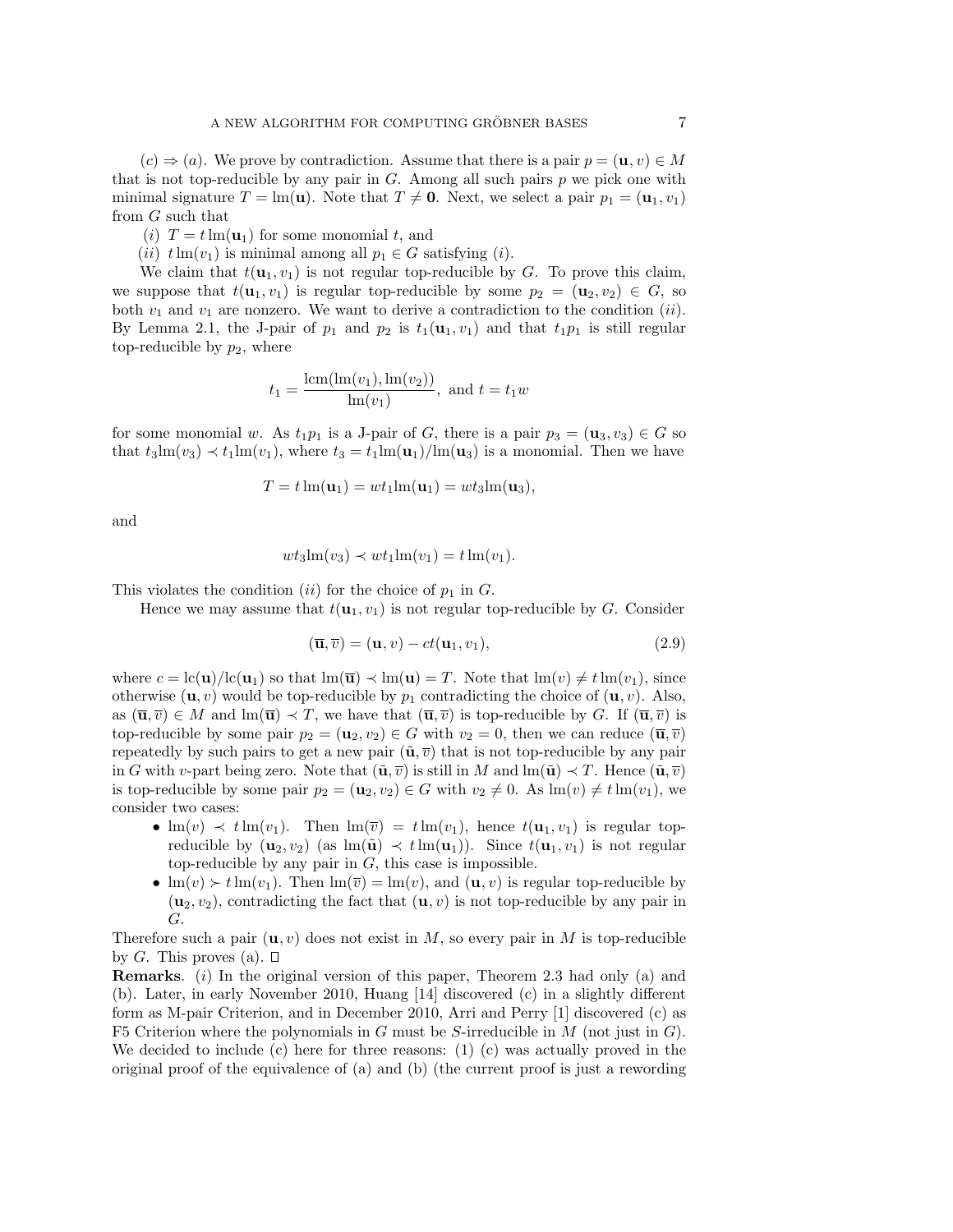$(c) \Rightarrow (a)$. We prove by contradiction. Assume that there is a pair $p = (\mathbf{u}, v) \in M$ that is not top-reducible by any pair in $G$. Among all such pairs $p$ we pick one with minimal signature $T = \mathrm{lm}(\mathbf{u})$. Note that $T \neq \mathbf{0}$. Next, we select a pair $p_1 = (\mathbf{u}_1, v_1)$ from $G$ such that

(*i*) $T = t\,\mathrm{lm}(\mathbf{u}_1)$ for some monomial $t$, and

(*ii*) $t\,\mathrm{lm}(v_1)$ is minimal among all $p_1 \in G$ satisfying (*i*).

We claim that $t(\mathbf{u}_1, v_1)$ is not regular top-reducible by $G$. To prove this claim, we suppose that $t(\mathbf{u}_1, v_1)$ is regular top-reducible by some $p_2 = (\mathbf{u}_2, v_2) \in G$, so both $v_1$ and $v_1$ are nonzero. We want to derive a contradiction to the condition (*ii*). By Lemma 2.1, the J-pair of $p_1$ and $p_2$ is $t_1(\mathbf{u}_1, v_1)$ and that $t_1 p_1$ is still regular top-reducible by $p_2$, where

$$t_1 = \frac{\mathrm{lcm}(\mathrm{lm}(v_1), \mathrm{lm}(v_2))}{\mathrm{lm}(v_1)}, \text{ and } t = t_1 w$$

for some monomial $w$. As $t_1 p_1$ is a J-pair of $G$, there is a pair $p_3 = (\mathbf{u}_3, v_3) \in G$ so that $t_3 \mathrm{lm}(v_3) \prec t_1 \mathrm{lm}(v_1)$, where $t_3 = t_1 \mathrm{lm}(\mathbf{u}_1)/\mathrm{lm}(\mathbf{u}_3)$ is a monomial. Then we have

$$T = t\,\mathrm{lm}(\mathbf{u}_1) = wt_1 \mathrm{lm}(\mathbf{u}_1) = wt_3 \mathrm{lm}(\mathbf{u}_3),$$

and

$$wt_3 \mathrm{lm}(v_3) \prec wt_1 \mathrm{lm}(v_1) = t\,\mathrm{lm}(v_1).$$

This violates the condition (*ii*) for the choice of $p_1$ in $G$.

Hence we may assume that $t(\mathbf{u}_1, v_1)$ is not regular top-reducible by $G$. Consider

$$(\overline{\mathbf{u}}, \overline{v}) = (\mathbf{u}, v) - ct(\mathbf{u}_1, v_1), \tag{2.9}$$

where $c = \mathrm{lc}(\mathbf{u})/\mathrm{lc}(\mathbf{u}_1)$ so that $\mathrm{lm}(\overline{\mathbf{u}}) \prec \mathrm{lm}(\mathbf{u}) = T$. Note that $\mathrm{lm}(v) \neq t\,\mathrm{lm}(v_1)$, since otherwise $(\mathbf{u}, v)$ would be top-reducible by $p_1$ contradicting the choice of $(\mathbf{u}, v)$. Also, as $(\overline{\mathbf{u}}, \overline{v}) \in M$ and $\mathrm{lm}(\overline{\mathbf{u}}) \prec T$, we have that $(\overline{\mathbf{u}}, \overline{v})$ is top-reducible by $G$. If $(\overline{\mathbf{u}}, \overline{v})$ is top-reducible by some pair $p_2 = (\mathbf{u}_2, v_2) \in G$ with $v_2 = 0$, then we can reduce $(\overline{\mathbf{u}}, \overline{v})$ repeatedly by such pairs to get a new pair $(\tilde{\mathbf{u}}, \overline{v})$ that is not top-reducible by any pair in $G$ with $v$-part being zero. Note that $(\tilde{\mathbf{u}}, \overline{v})$ is still in $M$ and $\mathrm{lm}(\tilde{\mathbf{u}}) \prec T$. Hence $(\tilde{\mathbf{u}}, \overline{v})$ is top-reducible by some pair $p_2 = (\mathbf{u}_2, v_2) \in G$ with $v_2 \neq 0$. As $\mathrm{lm}(v) \neq t\,\mathrm{lm}(v_1)$, we consider two cases:

- $\mathrm{lm}(v) \prec t\,\mathrm{lm}(v_1)$. Then $\mathrm{lm}(\overline{v}) = t\,\mathrm{lm}(v_1)$, hence $t(\mathbf{u}_1, v_1)$ is regular top-reducible by $(\mathbf{u}_2, v_2)$ (as $\mathrm{lm}(\tilde{\mathbf{u}}) \prec t\,\mathrm{lm}(\mathbf{u}_1)$). Since $t(\mathbf{u}_1, v_1)$ is not regular top-reducible by any pair in $G$, this case is impossible.
- $\mathrm{lm}(v) \succ t\,\mathrm{lm}(v_1)$. Then $\mathrm{lm}(\overline{v}) = \mathrm{lm}(v)$, and $(\mathbf{u}, v)$ is regular top-reducible by $(\mathbf{u}_2, v_2)$, contradicting the fact that $(\mathbf{u}, v)$ is not top-reducible by any pair in $G$.

Therefore such a pair $(\mathbf{u}, v)$ does not exist in $M$, so every pair in $M$ is top-reducible by $G$. This proves (a). $\square$

**Remarks**. (*i*) In the original version of this paper, Theorem 2.3 had only (a) and (b). Later, in early November 2010, Huang [14] discovered (c) in a slightly different form as M-pair Criterion, and in December 2010, Arri and Perry [1] discovered (c) as F5 Criterion where the polynomials in $G$ must be $S$-irreducible in $M$ (not just in $G$). We decided to include (c) here for three reasons: (1) (c) was actually proved in the original proof of the equivalence of (a) and (b) (the current proof is just a rewording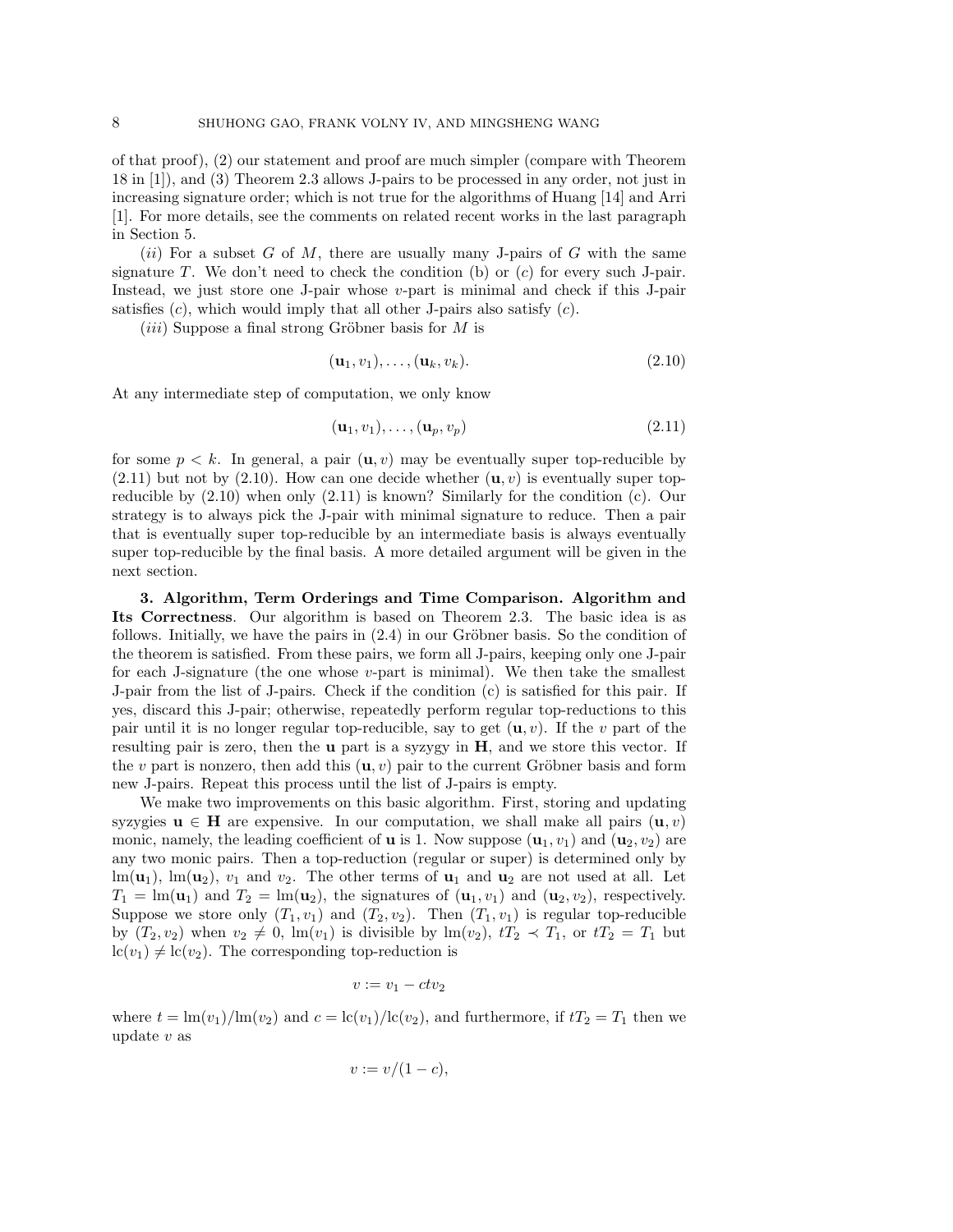of that proof), (2) our statement and proof are much simpler (compare with Theorem 18 in [1]), and (3) Theorem 2.3 allows J-pairs to be processed in any order, not just in increasing signature order; which is not true for the algorithms of Huang [14] and Arri [1]. For more details, see the comments on related recent works in the last paragraph in Section 5.

(*ii*) For a subset $G$ of $M$, there are usually many J-pairs of $G$ with the same signature $T$. We don't need to check the condition (b) or (*c*) for every such J-pair. Instead, we just store one J-pair whose $v$-part is minimal and check if this J-pair satisfies (*c*), which would imply that all other J-pairs also satisfy (*c*).

(*iii*) Suppose a final strong Gröbner basis for $M$ is

$$(\mathbf{u}_1, v_1), \ldots, (\mathbf{u}_k, v_k). \tag{2.10}$$

At any intermediate step of computation, we only know

$$(\mathbf{u}_1, v_1), \ldots, (\mathbf{u}_p, v_p) \tag{2.11}$$

for some $p < k$. In general, a pair $(\mathbf{u}, v)$ may be eventually super top-reducible by (2.11) but not by (2.10). How can one decide whether $(\mathbf{u}, v)$ is eventually super top-reducible by (2.10) when only (2.11) is known? Similarly for the condition (c). Our strategy is to always pick the J-pair with minimal signature to reduce. Then a pair that is eventually super top-reducible by an intermediate basis is always eventually super top-reducible by the final basis. A more detailed argument will be given in the next section.

**3. Algorithm, Term Orderings and Time Comparison. Algorithm and Its Correctness**. Our algorithm is based on Theorem 2.3. The basic idea is as follows. Initially, we have the pairs in (2.4) in our Gröbner basis. So the condition of the theorem is satisfied. From these pairs, we form all J-pairs, keeping only one J-pair for each J-signature (the one whose $v$-part is minimal). We then take the smallest J-pair from the list of J-pairs. Check if the condition (c) is satisfied for this pair. If yes, discard this J-pair; otherwise, repeatedly perform regular top-reductions to this pair until it is no longer regular top-reducible, say to get $(\mathbf{u}, v)$. If the $v$ part of the resulting pair is zero, then the $\mathbf{u}$ part is a syzygy in $\mathbf{H}$, and we store this vector. If the $v$ part is nonzero, then add this $(\mathbf{u}, v)$ pair to the current Gröbner basis and form new J-pairs. Repeat this process until the list of J-pairs is empty.

We make two improvements on this basic algorithm. First, storing and updating syzygies $\mathbf{u} \in \mathbf{H}$ are expensive. In our computation, we shall make all pairs $(\mathbf{u}, v)$ monic, namely, the leading coefficient of $\mathbf{u}$ is 1. Now suppose $(\mathbf{u}_1, v_1)$ and $(\mathbf{u}_2, v_2)$ are any two monic pairs. Then a top-reduction (regular or super) is determined only by $\mathrm{lm}(\mathbf{u}_1)$, $\mathrm{lm}(\mathbf{u}_2)$, $v_1$ and $v_2$. The other terms of $\mathbf{u}_1$ and $\mathbf{u}_2$ are not used at all. Let $T_1 = \mathrm{lm}(\mathbf{u}_1)$ and $T_2 = \mathrm{lm}(\mathbf{u}_2)$, the signatures of $(\mathbf{u}_1, v_1)$ and $(\mathbf{u}_2, v_2)$, respectively. Suppose we store only $(T_1, v_1)$ and $(T_2, v_2)$. Then $(T_1, v_1)$ is regular top-reducible by $(T_2, v_2)$ when $v_2 \neq 0$, $\mathrm{lm}(v_1)$ is divisible by $\mathrm{lm}(v_2)$, $tT_2 \prec T_1$, or $tT_2 = T_1$ but $\mathrm{lc}(v_1) \neq \mathrm{lc}(v_2)$. The corresponding top-reduction is

$$v := v_1 - ctv_2$$

where $t = \mathrm{lm}(v_1)/\mathrm{lm}(v_2)$ and $c = \mathrm{lc}(v_1)/\mathrm{lc}(v_2)$, and furthermore, if $tT_2 = T_1$ then we update $v$ as

$$v := v/(1 - c),$$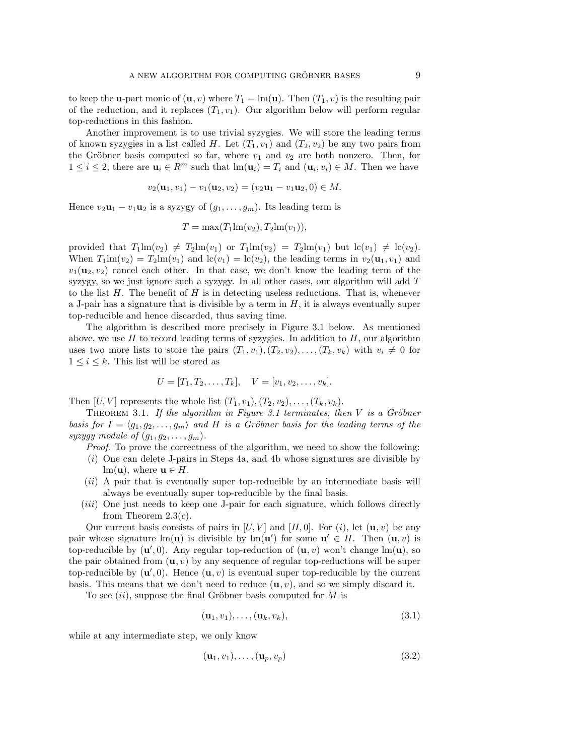to keep the $\mathbf{u}$-part monic of $(\mathbf{u}, v)$ where $T_1 = \text{lm}(\mathbf{u})$. Then $(T_1, v)$ is the resulting pair of the reduction, and it replaces $(T_1, v_1)$. Our algorithm below will perform regular top-reductions in this fashion.

Another improvement is to use trivial syzygies. We will store the leading terms of known syzygies in a list called $H$. Let $(T_1, v_1)$ and $(T_2, v_2)$ be any two pairs from the Gröbner basis computed so far, where $v_1$ and $v_2$ are both nonzero. Then, for $1 \le i \le 2$, there are $\mathbf{u}_i \in R^m$ such that $\text{lm}(\mathbf{u}_i) = T_i$ and $(\mathbf{u}_i, v_i) \in M$. Then we have

$$v_2(\mathbf{u}_1, v_1) - v_1(\mathbf{u}_2, v_2) = (v_2\mathbf{u}_1 - v_1\mathbf{u}_2, 0) \in M.$$

Hence $v_2\mathbf{u}_1 - v_1\mathbf{u}_2$ is a syzygy of $(g_1, \ldots, g_m)$. Its leading term is

$$T = \max(T_1\text{lm}(v_2), T_2\text{lm}(v_1)),$$

provided that $T_1\text{lm}(v_2) \neq T_2\text{lm}(v_1)$ or $T_1\text{lm}(v_2) = T_2\text{lm}(v_1)$ but $\text{lc}(v_1) \neq \text{lc}(v_2)$. When $T_1\text{lm}(v_2) = T_2\text{lm}(v_1)$ and $\text{lc}(v_1) = \text{lc}(v_2)$, the leading terms in $v_2(\mathbf{u}_1, v_1)$ and $v_1(\mathbf{u}_2, v_2)$ cancel each other. In that case, we don't know the leading term of the syzygy, so we just ignore such a syzygy. In all other cases, our algorithm will add $T$ to the list $H$. The benefit of $H$ is in detecting useless reductions. That is, whenever a J-pair has a signature that is divisible by a term in $H$, it is always eventually super top-reducible and hence discarded, thus saving time.

The algorithm is described more precisely in Figure 3.1 below. As mentioned above, we use $H$ to record leading terms of syzygies. In addition to $H$, our algorithm uses two more lists to store the pairs $(T_1, v_1), (T_2, v_2), \ldots, (T_k, v_k)$ with $v_i \neq 0$ for $1 \le i \le k$. This list will be stored as

$$U = [T_1, T_2, \ldots, T_k], \quad V = [v_1, v_2, \ldots, v_k].$$

Then $[U, V]$ represents the whole list $(T_1, v_1), (T_2, v_2), \ldots, (T_k, v_k)$.

Theorem 3.1. *If the algorithm in Figure 3.1 terminates, then $V$ is a Gröbner basis for $I = \langle g_1, g_2, \ldots, g_m \rangle$ and $H$ is a Gröbner basis for the leading terms of the syzygy module of $(g_1, g_2, \ldots, g_m)$.*

*Proof.* To prove the correctness of the algorithm, we need to show the following:

(*i*) One can delete J-pairs in Steps 4a, and 4b whose signatures are divisible by $\text{lm}(\mathbf{u})$, where $\mathbf{u} \in H$.

(*ii*) A pair that is eventually super top-reducible by an intermediate basis will always be eventually super top-reducible by the final basis.

(*iii*) One just needs to keep one J-pair for each signature, which follows directly from Theorem 2.3(*c*).

Our current basis consists of pairs in $[U, V]$ and $[H, 0]$. For (*i*), let $(\mathbf{u}, v)$ be any pair whose signature $\text{lm}(\mathbf{u})$ is divisible by $\text{lm}(\mathbf{u}')$ for some $\mathbf{u}' \in H$. Then $(\mathbf{u}, v)$ is top-reducible by $(\mathbf{u}', 0)$. Any regular top-reduction of $(\mathbf{u}, v)$ won't change $\text{lm}(\mathbf{u})$, so the pair obtained from $(\mathbf{u}, v)$ by any sequence of regular top-reductions will be super top-reducible by $(\mathbf{u}', 0)$. Hence $(\mathbf{u}, v)$ is eventual super top-reducible by the current basis. This means that we don't need to reduce $(\mathbf{u}, v)$, and so we simply discard it.

To see (*ii*), suppose the final Gröbner basis computed for $M$ is

$$(\mathbf{u}_1, v_1), \ldots, (\mathbf{u}_k, v_k), \tag{3.1}$$

while at any intermediate step, we only know

$$(\mathbf{u}_1, v_1), \ldots, (\mathbf{u}_p, v_p) \tag{3.2}$$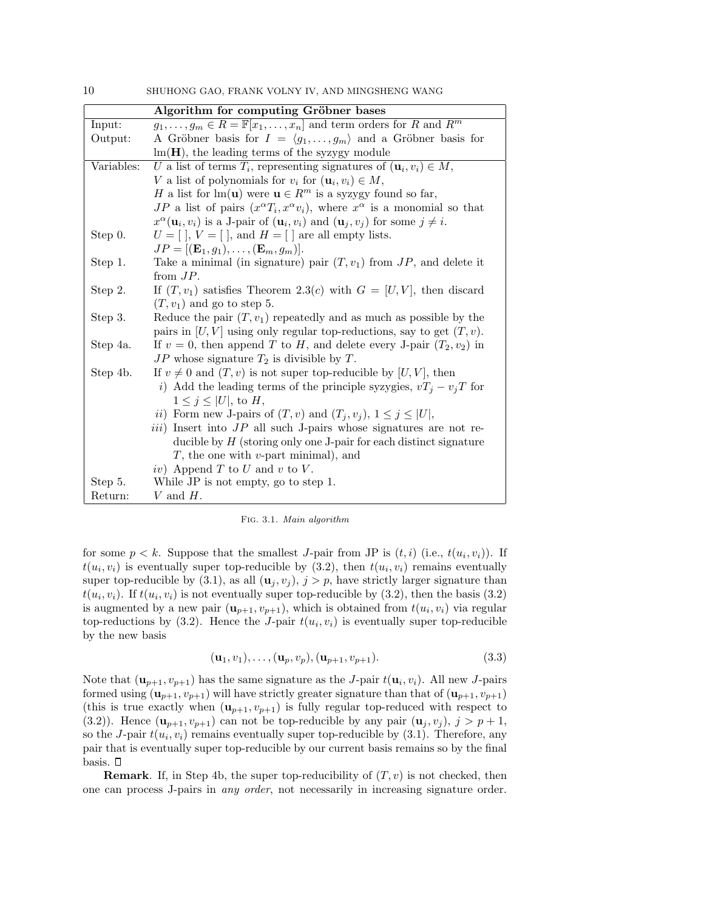| | Algorithm for computing Gröbner bases |
|---|---|
| Input: | $g_1, \ldots, g_m \in R = \mathbb{F}[x_1, \ldots, x_n]$ and term orders for $R$ and $R^m$ |
| Output: | A Gröbner basis for $I = \langle g_1, \ldots, g_m \rangle$ and a Gröbner basis for $\mathrm{lm}(\mathbf{H})$, the leading terms of the syzygy module |
| Variables: | $U$ a list of terms $T_i$, representing signatures of $(\mathbf{u}_i, v_i) \in M$, <br> $V$ a list of polynomials for $v_i$ for $(\mathbf{u}_i, v_i) \in M$, <br> $H$ a list for $\mathrm{lm}(\mathbf{u})$ were $\mathbf{u} \in R^m$ is a syzygy found so far, <br> $JP$ a list of pairs $(x^\alpha T_i, x^\alpha v_i)$, where $x^\alpha$ is a monomial so that $x^\alpha(\mathbf{u}_i, v_i)$ is a J-pair of $(\mathbf{u}_i, v_i)$ and $(\mathbf{u}_j, v_j)$ for some $j \neq i$. |
| Step 0. | $U = [\,]$, $V = [\,]$, and $H = [\,]$ are all empty lists. <br> $JP = [(\mathbf{E}_1, g_1), \ldots, (\mathbf{E}_m, g_m)]$. |
| Step 1. | Take a minimal (in signature) pair $(T, v_1)$ from $JP$, and delete it from $JP$. |
| Step 2. | If $(T, v_1)$ satisfies Theorem 2.3(c) with $G = [U, V]$, then discard $(T, v_1)$ and go to step 5. |
| Step 3. | Reduce the pair $(T, v_1)$ repeatedly and as much as possible by the pairs in $[U, V]$ using only regular top-reductions, say to get $(T, v)$. |
| Step 4a. | If $v = 0$, then append $T$ to $H$, and delete every J-pair $(T_2, v_2)$ in $JP$ whose signature $T_2$ is divisible by $T$. |
| Step 4b. | If $v \neq 0$ and $(T, v)$ is not super top-reducible by $[U, V]$, then <br> *i*) Add the leading terms of the principle syzygies, $vT_j - v_jT$ for $1 \leq j \leq \lvert U \rvert$, to $H$, <br> *ii*) Form new J-pairs of $(T, v)$ and $(T_j, v_j)$, $1 \leq j \leq \lvert U \rvert$, <br> *iii*) Insert into $JP$ all such J-pairs whose signatures are not reducible by $H$ (storing only one J-pair for each distinct signature $T$, the one with $v$-part minimal), and <br> *iv*) Append $T$ to $U$ and $v$ to $V$. |
| Step 5. | While JP is not empty, go to step 1. |
| Return: | $V$ and $H$. |

Fig. 3.1. *Main algorithm*

for some $p < k$. Suppose that the smallest $J$-pair from JP is $(t, i)$ (i.e., $t(u_i, v_i)$). If $t(u_i, v_i)$ is eventually super top-reducible by (3.2), then $t(u_i, v_i)$ remains eventually super top-reducible by (3.1), as all $(\mathbf{u}_j, v_j)$, $j > p$, have strictly larger signature than $t(u_i, v_i)$. If $t(u_i, v_i)$ is not eventually super top-reducible by (3.2), then the basis (3.2) is augmented by a new pair $(\mathbf{u}_{p+1}, v_{p+1})$, which is obtained from $t(u_i, v_i)$ via regular top-reductions by (3.2). Hence the $J$-pair $t(u_i, v_i)$ is eventually super top-reducible by the new basis

$$(\mathbf{u}_1, v_1), \ldots, (\mathbf{u}_p, v_p), (\mathbf{u}_{p+1}, v_{p+1}). \tag{3.3}$$

Note that $(\mathbf{u}_{p+1}, v_{p+1})$ has the same signature as the $J$-pair $t(\mathbf{u}_i, v_i)$. All new $J$-pairs formed using $(\mathbf{u}_{p+1}, v_{p+1})$ will have strictly greater signature than that of $(\mathbf{u}_{p+1}, v_{p+1})$ (this is true exactly when $(\mathbf{u}_{p+1}, v_{p+1})$ is fully regular top-reduced with respect to (3.2)). Hence $(\mathbf{u}_{p+1}, v_{p+1})$ can not be top-reducible by any pair $(\mathbf{u}_j, v_j)$, $j > p+1$, so the $J$-pair $t(u_i, v_i)$ remains eventually super top-reducible by (3.1). Therefore, any pair that is eventually super top-reducible by our current basis remains so by the final basis. $\square$

**Remark**. If, in Step 4b, the super top-reducibility of $(T, v)$ is not checked, then one can process J-pairs in *any order*, not necessarily in increasing signature order.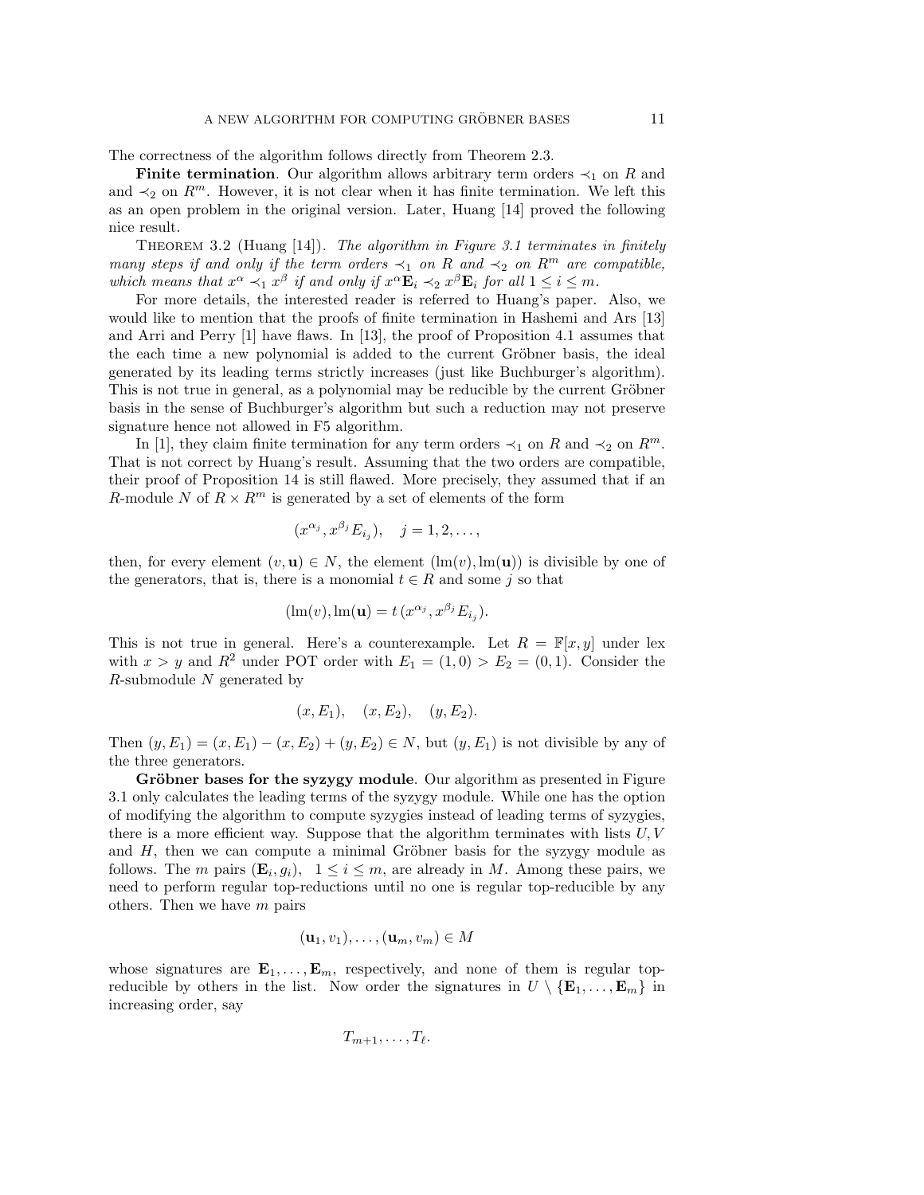The correctness of the algorithm follows directly from Theorem 2.3.

**Finite termination**. Our algorithm allows arbitrary term orders $\prec_1$ on $R$ and and $\prec_2$ on $R^m$. However, it is not clear when it has finite termination. We left this as an open problem in the original version. Later, Huang [14] proved the following nice result.

Theorem 3.2 (Huang [14]). *The algorithm in Figure 3.1 terminates in finitely many steps if and only if the term orders $\prec_1$ on $R$ and $\prec_2$ on $R^m$ are compatible, which means that $x^\alpha \prec_1 x^\beta$ if and only if $x^\alpha \mathbf{E}_i \prec_2 x^\beta \mathbf{E}_i$ for all $1 \leq i \leq m$.*

For more details, the interested reader is referred to Huang's paper. Also, we would like to mention that the proofs of finite termination in Hashemi and Ars [13] and Arri and Perry [1] have flaws. In [13], the proof of Proposition 4.1 assumes that the each time a new polynomial is added to the current Gröbner basis, the ideal generated by its leading terms strictly increases (just like Buchburger's algorithm). This is not true in general, as a polynomial may be reducible by the current Gröbner basis in the sense of Buchburger's algorithm but such a reduction may not preserve signature hence not allowed in F5 algorithm.

In [1], they claim finite termination for any term orders $\prec_1$ on $R$ and $\prec_2$ on $R^m$. That is not correct by Huang's result. Assuming that the two orders are compatible, their proof of Proposition 14 is still flawed. More precisely, they assumed that if an $R$-module $N$ of $R \times R^m$ is generated by a set of elements of the form

$$(x^{\alpha_j}, x^{\beta_j} E_{i_j}), \quad j = 1, 2, \ldots,$$

then, for every element $(v, \mathbf{u}) \in N$, the element $(\mathrm{lm}(v), \mathrm{lm}(\mathbf{u}))$ is divisible by one of the generators, that is, there is a monomial $t \in R$ and some $j$ so that

$$(\mathrm{lm}(v), \mathrm{lm}(\mathbf{u})) = t\,(x^{\alpha_j}, x^{\beta_j} E_{i_j}).$$

This is not true in general. Here's a counterexample. Let $R = \mathbb{F}[x, y]$ under lex with $x > y$ and $R^2$ under POT order with $E_1 = (1, 0) > E_2 = (0, 1)$. Consider the $R$-submodule $N$ generated by

$$(x, E_1), \quad (x, E_2), \quad (y, E_2).$$

Then $(y, E_1) = (x, E_1) - (x, E_2) + (y, E_2) \in N$, but $(y, E_1)$ is not divisible by any of the three generators.

**Gröbner bases for the syzygy module**. Our algorithm as presented in Figure 3.1 only calculates the leading terms of the syzygy module. While one has the option of modifying the algorithm to compute syzygies instead of leading terms of syzygies, there is a more efficient way. Suppose that the algorithm terminates with lists $U, V$ and $H$, then we can compute a minimal Gröbner basis for the syzygy module as follows. The $m$ pairs $(\mathbf{E}_i, g_i)$, $1 \leq i \leq m$, are already in $M$. Among these pairs, we need to perform regular top-reductions until no one is regular top-reducible by any others. Then we have $m$ pairs

$$(\mathbf{u}_1, v_1), \ldots, (\mathbf{u}_m, v_m) \in M$$

whose signatures are $\mathbf{E}_1, \ldots, \mathbf{E}_m$, respectively, and none of them is regular top-reducible by others in the list. Now order the signatures in $U \setminus \{\mathbf{E}_1, \ldots, \mathbf{E}_m\}$ in increasing order, say

$$T_{m+1}, \ldots, T_\ell.$$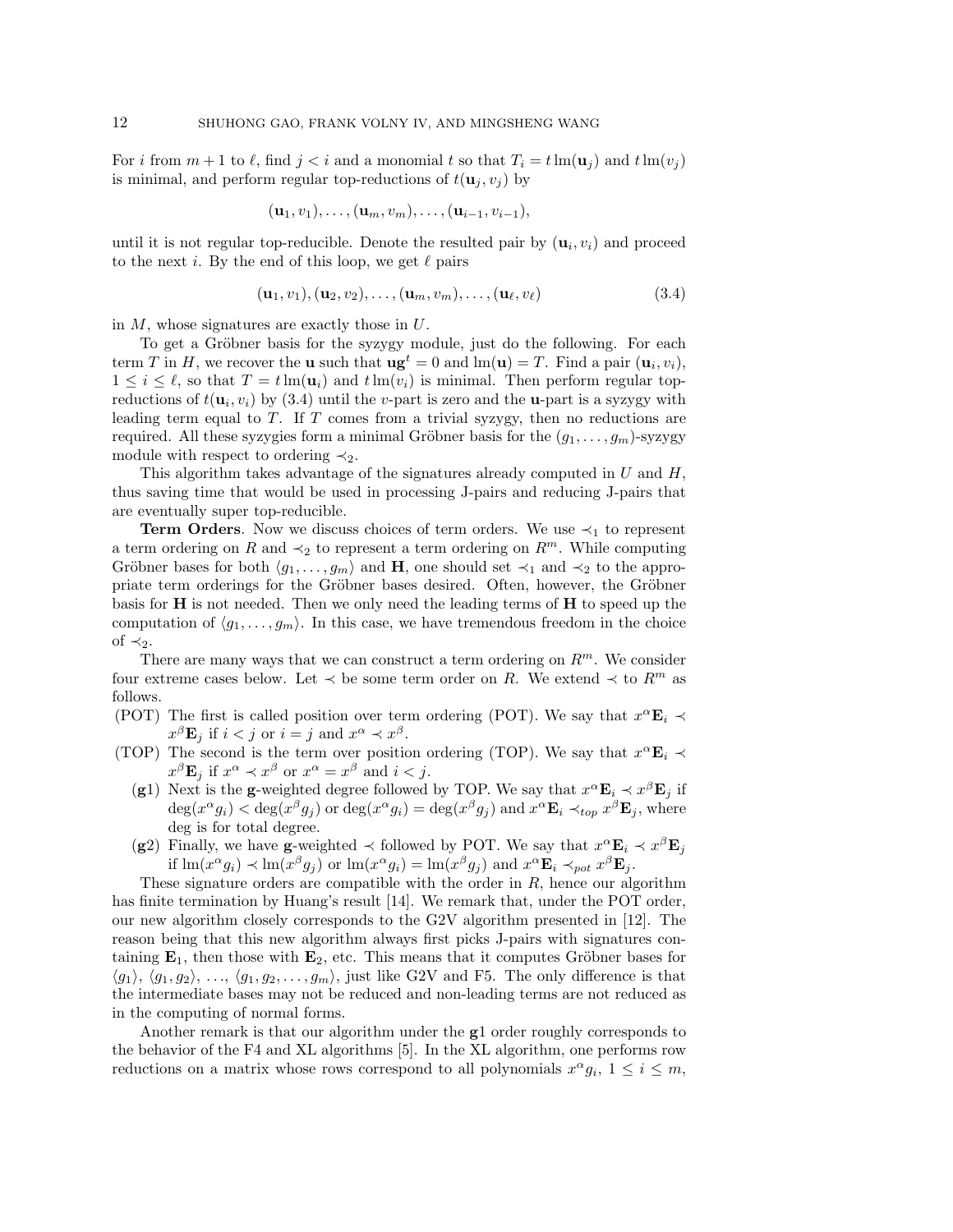For $i$ from $m+1$ to $\ell$, find $j < i$ and a monomial $t$ so that $T_i = t\,\mathrm{lm}(\mathbf{u}_j)$ and $t\,\mathrm{lm}(v_j)$ is minimal, and perform regular top-reductions of $t(\mathbf{u}_j, v_j)$ by

$$(\mathbf{u}_1, v_1), \ldots, (\mathbf{u}_m, v_m), \ldots, (\mathbf{u}_{i-1}, v_{i-1}),$$

until it is not regular top-reducible. Denote the resulted pair by $(\mathbf{u}_i, v_i)$ and proceed to the next $i$. By the end of this loop, we get $\ell$ pairs

$$(\mathbf{u}_1, v_1), (\mathbf{u}_2, v_2), \ldots, (\mathbf{u}_m, v_m), \ldots, (\mathbf{u}_\ell, v_\ell) \tag{3.4}$$

in $M$, whose signatures are exactly those in $U$.

To get a Gröbner basis for the syzygy module, just do the following. For each term $T$ in $H$, we recover the $\mathbf{u}$ such that $\mathbf{u}\mathbf{g}^t = 0$ and $\mathrm{lm}(\mathbf{u}) = T$. Find a pair $(\mathbf{u}_i, v_i)$, $1 \le i \le \ell$, so that $T = t\,\mathrm{lm}(\mathbf{u}_i)$ and $t\,\mathrm{lm}(v_i)$ is minimal. Then perform regular top-reductions of $t(\mathbf{u}_i, v_i)$ by (3.4) until the $v$-part is zero and the $\mathbf{u}$-part is a syzygy with leading term equal to $T$. If $T$ comes from a trivial syzygy, then no reductions are required. All these syzygies form a minimal Gröbner basis for the $(g_1, \ldots, g_m)$-syzygy module with respect to ordering $\prec_2$.

This algorithm takes advantage of the signatures already computed in $U$ and $H$, thus saving time that would be used in processing J-pairs and reducing J-pairs that are eventually super top-reducible.

**Term Orders**. Now we discuss choices of term orders. We use $\prec_1$ to represent a term ordering on $R$ and $\prec_2$ to represent a term ordering on $R^m$. While computing Gröbner bases for both $\langle g_1, \ldots, g_m \rangle$ and $\mathbf{H}$, one should set $\prec_1$ and $\prec_2$ to the appropriate term orderings for the Gröbner bases desired. Often, however, the Gröbner basis for $\mathbf{H}$ is not needed. Then we only need the leading terms of $\mathbf{H}$ to speed up the computation of $\langle g_1, \ldots, g_m \rangle$. In this case, we have tremendous freedom in the choice of $\prec_2$.

There are many ways that we can construct a term ordering on $R^m$. We consider four extreme cases below. Let $\prec$ be some term order on $R$. We extend $\prec$ to $R^m$ as follows.

- (POT) The first is called position over term ordering (POT). We say that $x^\alpha \mathbf{E}_i \prec x^\beta \mathbf{E}_j$ if $i < j$ or $i = j$ and $x^\alpha \prec x^\beta$.
- (TOP) The second is the term over position ordering (TOP). We say that $x^\alpha \mathbf{E}_i \prec x^\beta \mathbf{E}_j$ if $x^\alpha \prec x^\beta$ or $x^\alpha = x^\beta$ and $i < j$.
- ($\mathbf{g}1$) Next is the $\mathbf{g}$-weighted degree followed by TOP. We say that $x^\alpha \mathbf{E}_i \prec x^\beta \mathbf{E}_j$ if $\deg(x^\alpha g_i) < \deg(x^\beta g_j)$ or $\deg(x^\alpha g_i) = \deg(x^\beta g_j)$ and $x^\alpha \mathbf{E}_i \prec_{top} x^\beta \mathbf{E}_j$, where deg is for total degree.
- ($\mathbf{g}2$) Finally, we have $\mathbf{g}$-weighted $\prec$ followed by POT. We say that $x^\alpha \mathbf{E}_i \prec x^\beta \mathbf{E}_j$ if $\mathrm{lm}(x^\alpha g_i) \prec \mathrm{lm}(x^\beta g_j)$ or $\mathrm{lm}(x^\alpha g_i) = \mathrm{lm}(x^\beta g_j)$ and $x^\alpha \mathbf{E}_i \prec_{pot} x^\beta \mathbf{E}_j$.

These signature orders are compatible with the order in $R$, hence our algorithm has finite termination by Huang's result [14]. We remark that, under the POT order, our new algorithm closely corresponds to the G2V algorithm presented in [12]. The reason being that this new algorithm always first picks J-pairs with signatures containing $\mathbf{E}_1$, then those with $\mathbf{E}_2$, etc. This means that it computes Gröbner bases for $\langle g_1 \rangle$, $\langle g_1, g_2 \rangle$, ..., $\langle g_1, g_2, \ldots, g_m \rangle$, just like G2V and F5. The only difference is that the intermediate bases may not be reduced and non-leading terms are not reduced as in the computing of normal forms.

Another remark is that our algorithm under the $\mathbf{g}1$ order roughly corresponds to the behavior of the F4 and XL algorithms [5]. In the XL algorithm, one performs row reductions on a matrix whose rows correspond to all polynomials $x^\alpha g_i$, $1 \le i \le m$,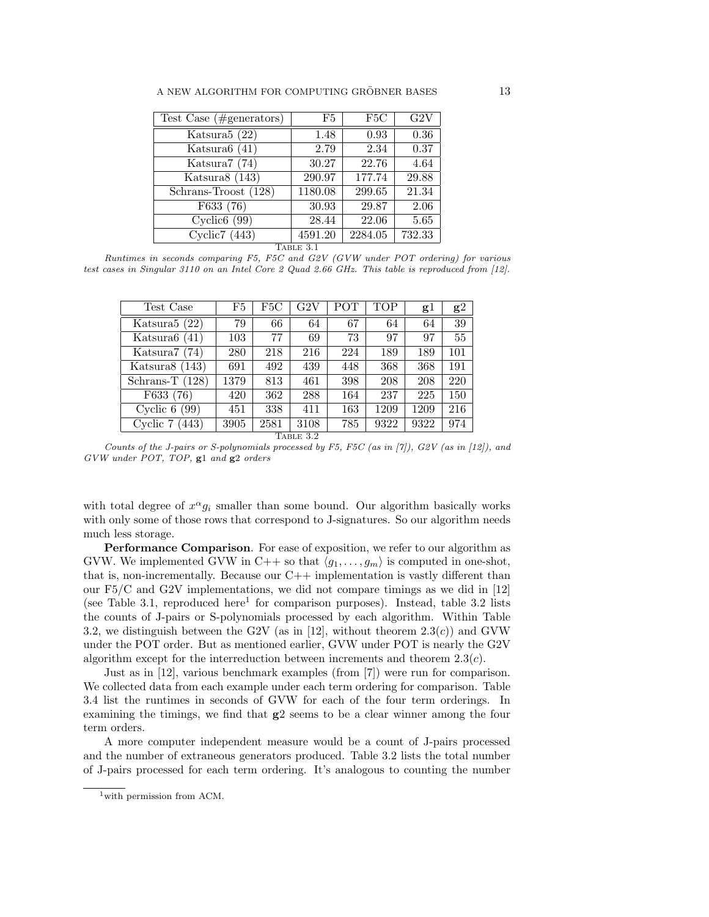| Test Case (#generators) | F5 | F5C | G2V |
|---|---|---|---|
| Katsura5 (22) | 1.48 | 0.93 | 0.36 |
| Katsura6 (41) | 2.79 | 2.34 | 0.37 |
| Katsura7 (74) | 30.27 | 22.76 | 4.64 |
| Katsura8 (143) | 290.97 | 177.74 | 29.88 |
| Schrans-Troost (128) | 1180.08 | 299.65 | 21.34 |
| F633 (76) | 30.93 | 29.87 | 2.06 |
| Cyclic6 (99) | 28.44 | 22.06 | 5.65 |
| Cyclic7 (443) | 4591.20 | 2284.05 | 732.33 |

Table 3.1

*Runtimes in seconds comparing F5, F5C and G2V (GVW under POT ordering) for various test cases in Singular 3110 on an Intel Core 2 Quad 2.66 GHz. This table is reproduced from [12].*

| Test Case | F5 | F5C | G2V | POT | TOP | $\mathbf{g}1$ | $\mathbf{g}2$ |
|---|---|---|---|---|---|---|---|
| Katsura5 (22) | 79 | 66 | 64 | 67 | 64 | 64 | 39 |
| Katsura6 (41) | 103 | 77 | 69 | 73 | 97 | 97 | 55 |
| Katsura7 (74) | 280 | 218 | 216 | 224 | 189 | 189 | 101 |
| Katsura8 (143) | 691 | 492 | 439 | 448 | 368 | 368 | 191 |
| Schrans-T (128) | 1379 | 813 | 461 | 398 | 208 | 208 | 220 |
| F633 (76) | 420 | 362 | 288 | 164 | 237 | 225 | 150 |
| Cyclic 6 (99) | 451 | 338 | 411 | 163 | 1209 | 1209 | 216 |
| Cyclic 7 (443) | 3905 | 2581 | 3108 | 785 | 9322 | 9322 | 974 |

Table 3.2

*Counts of the J-pairs or S-polynomials processed by F5, F5C (as in [7]), G2V (as in [12]), and GVW under POT, TOP, $\mathbf{g}1$ and $\mathbf{g}2$ orders*

with total degree of $x^\alpha g_i$ smaller than some bound. Our algorithm basically works with only some of those rows that correspond to J-signatures. So our algorithm needs much less storage.

**Performance Comparison**. For ease of exposition, we refer to our algorithm as GVW. We implemented GVW in C++ so that $\langle g_1, \ldots, g_m \rangle$ is computed in one-shot, that is, non-incrementally. Because our C++ implementation is vastly different than our F5/C and G2V implementations, we did not compare timings as we did in [12] (see Table 3.1, reproduced here[1] for comparison purposes). Instead, table 3.2 lists the counts of J-pairs or S-polynomials processed by each algorithm. Within Table 3.2, we distinguish between the G2V (as in [12], without theorem 2.3($c$)) and GVW under the POT order. But as mentioned earlier, GVW under POT is nearly the G2V algorithm except for the interreduction between increments and theorem 2.3($c$).

Just as in [12], various benchmark examples (from [7]) were run for comparison. We collected data from each example under each term ordering for comparison. Table 3.4 list the runtimes in seconds of GVW for each of the four term orderings. In examining the timings, we find that $\mathbf{g}2$ seems to be a clear winner among the four term orders.

A more computer independent measure would be a count of J-pairs processed and the number of extraneous generators produced. Table 3.2 lists the total number of J-pairs processed for each term ordering. It's analogous to counting the number

[1] with permission from ACM.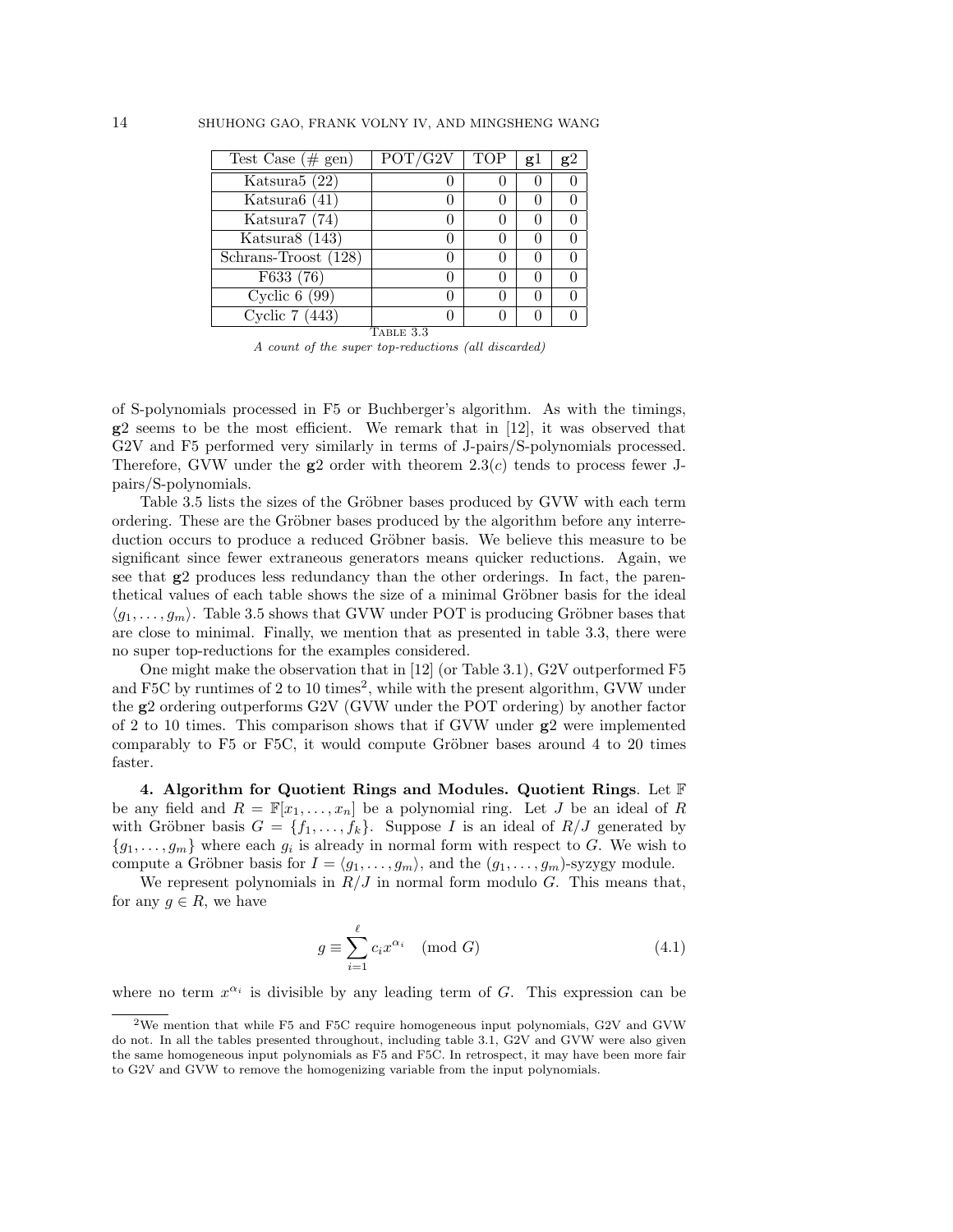| Test Case (# gen) | POT/G2V | TOP | **g**1 | **g**2 |
|---|---|---|---|---|
| Katsura5 (22) | 0 | 0 | 0 | 0 |
| Katsura6 (41) | 0 | 0 | 0 | 0 |
| Katsura7 (74) | 0 | 0 | 0 | 0 |
| Katsura8 (143) | 0 | 0 | 0 | 0 |
| Schrans-Troost (128) | 0 | 0 | 0 | 0 |
| F633 (76) | 0 | 0 | 0 | 0 |
| Cyclic 6 (99) | 0 | 0 | 0 | 0 |
| Cyclic 7 (443) | 0 | 0 | 0 | 0 |

TABLE 3.3

*A count of the super top-reductions (all discarded)*

of S-polynomials processed in F5 or Buchberger's algorithm. As with the timings, **g**2 seems to be the most efficient. We remark that in [12], it was observed that G2V and F5 performed very similarly in terms of J-pairs/S-polynomials processed. Therefore, GVW under the **g**2 order with theorem 2.3(*c*) tends to process fewer J-pairs/S-polynomials.

Table 3.5 lists the sizes of the Gröbner bases produced by GVW with each term ordering. These are the Gröbner bases produced by the algorithm before any interreduction occurs to produce a reduced Gröbner basis. We believe this measure to be significant since fewer extraneous generators means quicker reductions. Again, we see that **g**2 produces less redundancy than the other orderings. In fact, the parenthetical values of each table shows the size of a minimal Gröbner basis for the ideal $\langle g_1, \ldots, g_m \rangle$. Table 3.5 shows that GVW under POT is producing Gröbner bases that are close to minimal. Finally, we mention that as presented in table 3.3, there were no super top-reductions for the examples considered.

One might make the observation that in [12] (or Table 3.1), G2V outperformed F5 and F5C by runtimes of 2 to 10 times[2], while with the present algorithm, GVW under the **g**2 ordering outperforms G2V (GVW under the POT ordering) by another factor of 2 to 10 times. This comparison shows that if GVW under **g**2 were implemented comparably to F5 or F5C, it would compute Gröbner bases around 4 to 20 times faster.

**4. Algorithm for Quotient Rings and Modules. Quotient Rings**. Let $\mathbb{F}$ be any field and $R = \mathbb{F}[x_1, \ldots, x_n]$ be a polynomial ring. Let $J$ be an ideal of $R$ with Gröbner basis $G = \{f_1, \ldots, f_k\}$. Suppose $I$ is an ideal of $R/J$ generated by $\{g_1, \ldots, g_m\}$ where each $g_i$ is already in normal form with respect to $G$. We wish to compute a Gröbner basis for $I = \langle g_1, \ldots, g_m \rangle$, and the $(g_1, \ldots, g_m)$-syzygy module.

We represent polynomials in $R/J$ in normal form modulo $G$. This means that, for any $g \in R$, we have

$$g \equiv \sum_{i=1}^{\ell} c_i x^{\alpha_i} \pmod{G} \tag{4.1}$$

where no term $x^{\alpha_i}$ is divisible by any leading term of $G$. This expression can be

[2]We mention that while F5 and F5C require homogeneous input polynomials, G2V and GVW do not. In all the tables presented throughout, including table 3.1, G2V and GVW were also given the same homogeneous input polynomials as F5 and F5C. In retrospect, it may have been more fair to G2V and GVW to remove the homogenizing variable from the input polynomials.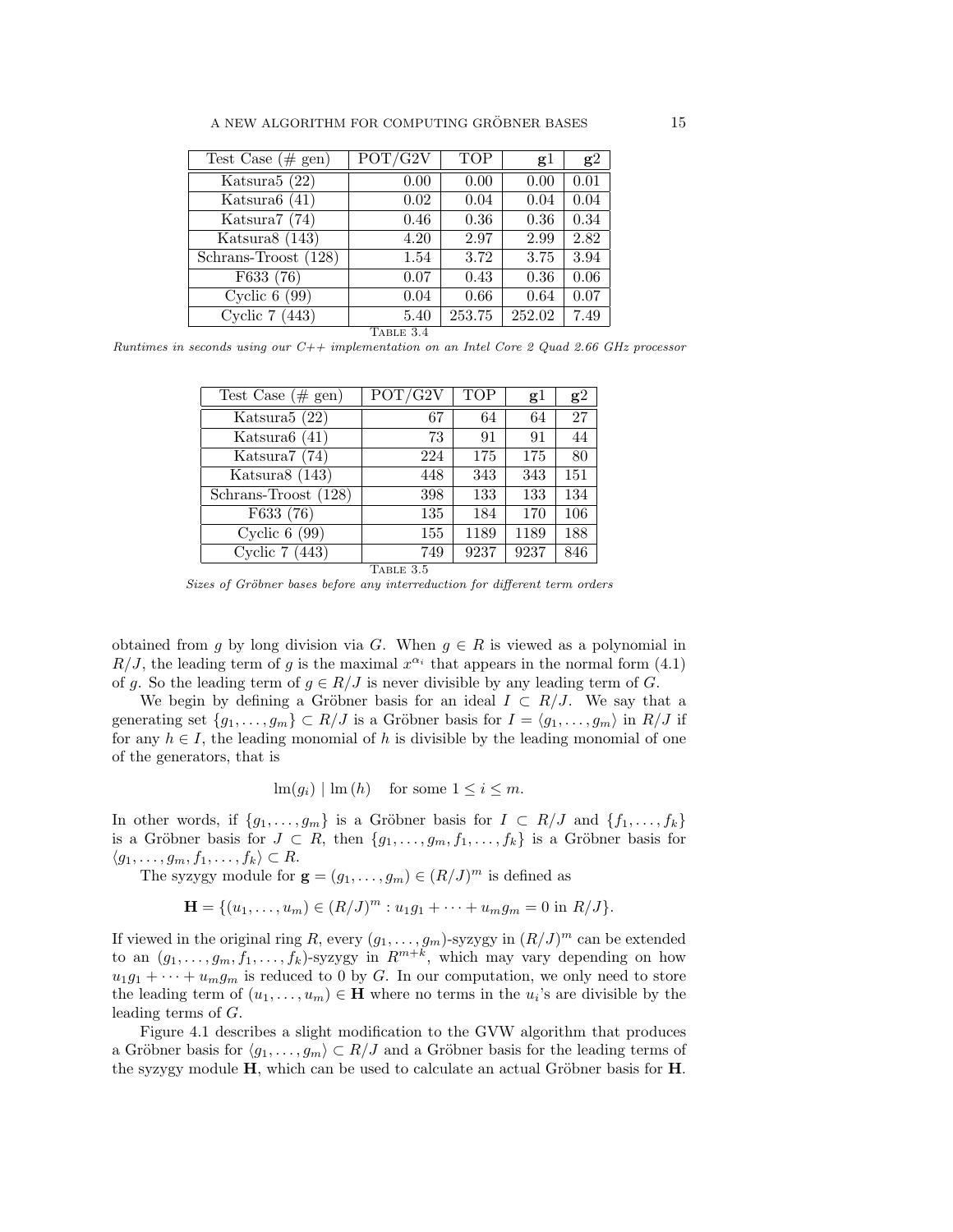| Test Case (# gen) | POT/G2V | TOP | **g**1 | **g**2 |
|---|---|---|---|---|
| Katsura5 (22) | 0.00 | 0.00 | 0.00 | 0.01 |
| Katsura6 (41) | 0.02 | 0.04 | 0.04 | 0.04 |
| Katsura7 (74) | 0.46 | 0.36 | 0.36 | 0.34 |
| Katsura8 (143) | 4.20 | 2.97 | 2.99 | 2.82 |
| Schrans-Troost (128) | 1.54 | 3.72 | 3.75 | 3.94 |
| F633 (76) | 0.07 | 0.43 | 0.36 | 0.06 |
| Cyclic 6 (99) | 0.04 | 0.66 | 0.64 | 0.07 |
| Cyclic 7 (443) | 5.40 | 253.75 | 252.02 | 7.49 |

Table 3.4

*Runtimes in seconds using our C++ implementation on an Intel Core 2 Quad 2.66 GHz processor*

| Test Case (# gen) | POT/G2V | TOP | **g**1 | **g**2 |
|---|---|---|---|---|
| Katsura5 (22) | 67 | 64 | 64 | 27 |
| Katsura6 (41) | 73 | 91 | 91 | 44 |
| Katsura7 (74) | 224 | 175 | 175 | 80 |
| Katsura8 (143) | 448 | 343 | 343 | 151 |
| Schrans-Troost (128) | 398 | 133 | 133 | 134 |
| F633 (76) | 135 | 184 | 170 | 106 |
| Cyclic 6 (99) | 155 | 1189 | 1189 | 188 |
| Cyclic 7 (443) | 749 | 9237 | 9237 | 846 |

Table 3.5

*Sizes of Gröbner bases before any interreduction for different term orders*

obtained from $g$ by long division via $G$. When $g \in R$ is viewed as a polynomial in $R/J$, the leading term of $g$ is the maximal $x^{\alpha_i}$ that appears in the normal form (4.1) of $g$. So the leading term of $g \in R/J$ is never divisible by any leading term of $G$.

We begin by defining a Gröbner basis for an ideal $I \subset R/J$. We say that a generating set $\{g_1, \ldots, g_m\} \subset R/J$ is a Gröbner basis for $I = \langle g_1, \ldots, g_m \rangle$ in $R/J$ if for any $h \in I$, the leading monomial of $h$ is divisible by the leading monomial of one of the generators, that is

$$\mathrm{lm}(g_i) \mid \mathrm{lm}(h) \quad \text{for some } 1 \leq i \leq m.$$

In other words, if $\{g_1, \ldots, g_m\}$ is a Gröbner basis for $I \subset R/J$ and $\{f_1, \ldots, f_k\}$ is a Gröbner basis for $J \subset R$, then $\{g_1, \ldots, g_m, f_1, \ldots, f_k\}$ is a Gröbner basis for $\langle g_1, \ldots, g_m, f_1, \ldots, f_k \rangle \subset R$.

The syzygy module for $\mathbf{g} = (g_1, \ldots, g_m) \in (R/J)^m$ is defined as

$$\mathbf{H} = \{(u_1, \ldots, u_m) \in (R/J)^m : u_1 g_1 + \cdots + u_m g_m = 0 \text{ in } R/J\}.$$

If viewed in the original ring $R$, every $(g_1, \ldots, g_m)$-syzygy in $(R/J)^m$ can be extended to an $(g_1, \ldots, g_m, f_1, \ldots, f_k)$-syzygy in $R^{m+k}$, which may vary depending on how $u_1 g_1 + \cdots + u_m g_m$ is reduced to 0 by $G$. In our computation, we only need to store the leading term of $(u_1, \ldots, u_m) \in \mathbf{H}$ where no terms in the $u_i$'s are divisible by the leading terms of $G$.

Figure 4.1 describes a slight modification to the GVW algorithm that produces a Gröbner basis for $\langle g_1, \ldots, g_m \rangle \subset R/J$ and a Gröbner basis for the leading terms of the syzygy module $\mathbf{H}$, which can be used to calculate an actual Gröbner basis for $\mathbf{H}$.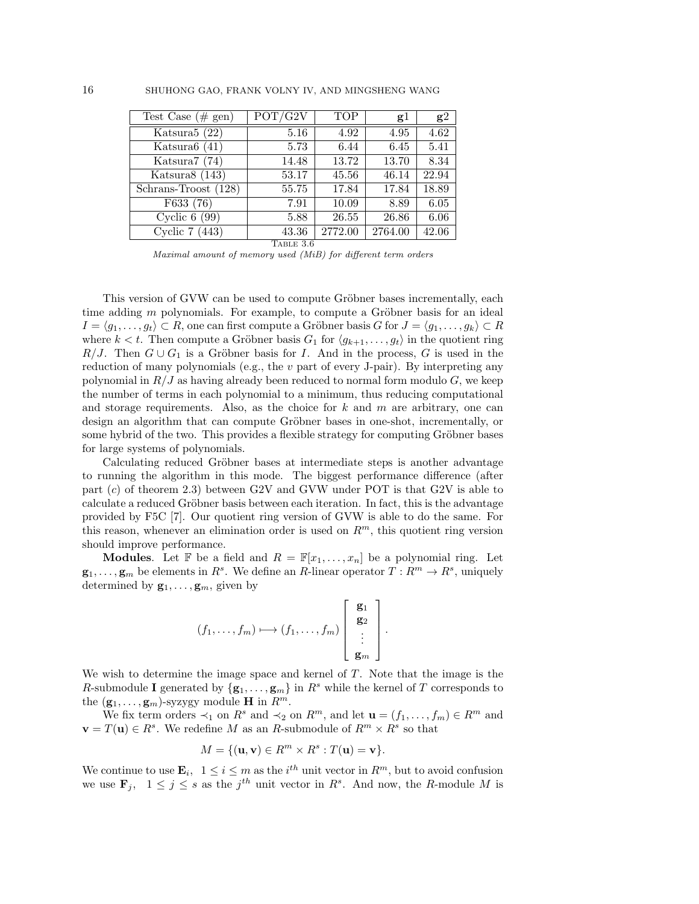| Test Case (# gen) | POT/G2V | TOP | **g**1 | **g**2 |
|---|---|---|---|---|
| Katsura5 (22) | 5.16 | 4.92 | 4.95 | 4.62 |
| Katsura6 (41) | 5.73 | 6.44 | 6.45 | 5.41 |
| Katsura7 (74) | 14.48 | 13.72 | 13.70 | 8.34 |
| Katsura8 (143) | 53.17 | 45.56 | 46.14 | 22.94 |
| Schrans-Troost (128) | 55.75 | 17.84 | 17.84 | 18.89 |
| F633 (76) | 7.91 | 10.09 | 8.89 | 6.05 |
| Cyclic 6 (99) | 5.88 | 26.55 | 26.86 | 6.06 |
| Cyclic 7 (443) | 43.36 | 2772.00 | 2764.00 | 42.06 |

Table 3.6

*Maximal amount of memory used (MiB) for different term orders*

This version of GVW can be used to compute Gröbner bases incrementally, each time adding $m$ polynomials. For example, to compute a Gröbner basis for an ideal $I = \langle g_1, \ldots, g_t \rangle \subset R$, one can first compute a Gröbner basis $G$ for $J = \langle g_1, \ldots, g_k \rangle \subset R$ where $k < t$. Then compute a Gröbner basis $G_1$ for $\langle g_{k+1}, \ldots, g_t \rangle$ in the quotient ring $R/J$. Then $G \cup G_1$ is a Gröbner basis for $I$. And in the process, $G$ is used in the reduction of many polynomials (e.g., the $v$ part of every J-pair). By interpreting any polynomial in $R/J$ as having already been reduced to normal form modulo $G$, we keep the number of terms in each polynomial to a minimum, thus reducing computational and storage requirements. Also, as the choice for $k$ and $m$ are arbitrary, one can design an algorithm that can compute Gröbner bases in one-shot, incrementally, or some hybrid of the two. This provides a flexible strategy for computing Gröbner bases for large systems of polynomials.

Calculating reduced Gröbner bases at intermediate steps is another advantage to running the algorithm in this mode. The biggest performance difference (after part ($c$) of theorem 2.3) between G2V and GVW under POT is that G2V is able to calculate a reduced Gröbner basis between each iteration. In fact, this is the advantage provided by F5C [7]. Our quotient ring version of GVW is able to do the same. For this reason, whenever an elimination order is used on $R^m$, this quotient ring version should improve performance.

**Modules**. Let $\mathbb{F}$ be a field and $R = \mathbb{F}[x_1, \ldots, x_n]$ be a polynomial ring. Let $\mathbf{g}_1, \ldots, \mathbf{g}_m$ be elements in $R^s$. We define an $R$-linear operator $T : R^m \to R^s$, uniquely determined by $\mathbf{g}_1, \ldots, \mathbf{g}_m$, given by

$$(f_1, \ldots, f_m) \longmapsto (f_1, \ldots, f_m) \begin{bmatrix} \mathbf{g}_1 \\ \mathbf{g}_2 \\ \vdots \\ \mathbf{g}_m \end{bmatrix}.$$

We wish to determine the image space and kernel of $T$. Note that the image is the $R$-submodule $\mathbf{I}$ generated by $\{\mathbf{g}_1, \ldots, \mathbf{g}_m\}$ in $R^s$ while the kernel of $T$ corresponds to the $(\mathbf{g}_1, \ldots, \mathbf{g}_m)$-syzygy module $\mathbf{H}$ in $R^m$.

We fix term orders $\prec_1$ on $R^s$ and $\prec_2$ on $R^m$, and let $\mathbf{u} = (f_1, \ldots, f_m) \in R^m$ and $\mathbf{v} = T(\mathbf{u}) \in R^s$. We redefine $M$ as an $R$-submodule of $R^m \times R^s$ so that

$$M = \{(\mathbf{u}, \mathbf{v}) \in R^m \times R^s : T(\mathbf{u}) = \mathbf{v}\}.$$

We continue to use $\mathbf{E}_i$, $1 \le i \le m$ as the $i^{th}$ unit vector in $R^m$, but to avoid confusion we use $\mathbf{F}_j$, $1 \le j \le s$ as the $j^{th}$ unit vector in $R^s$. And now, the $R$-module $M$ is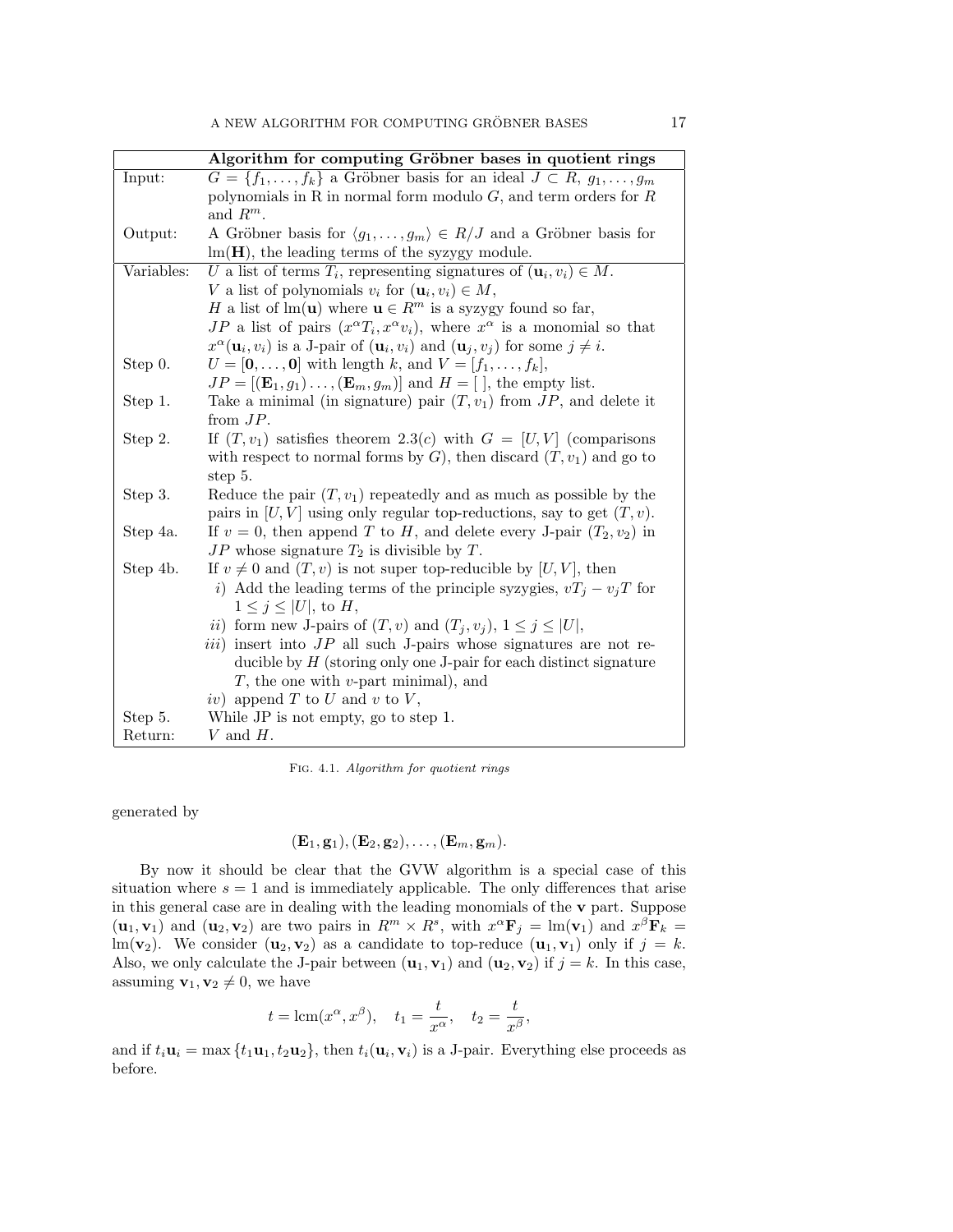| | **Algorithm for computing Gröbner bases in quotient rings** |
|---|---|
| Input: | $G = \{f_1, \ldots, f_k\}$ a Gröbner basis for an ideal $J \subset R$, $g_1, \ldots, g_m$ polynomials in R in normal form modulo $G$, and term orders for $R$ and $R^m$. |
| Output: | A Gröbner basis for $\langle g_1, \ldots, g_m \rangle \in R/J$ and a Gröbner basis for $\text{lm}(\mathbf{H})$, the leading terms of the syzygy module. |
| Variables: | $U$ a list of terms $T_i$, representing signatures of $(\mathbf{u}_i, v_i) \in M$. <br> $V$ a list of polynomials $v_i$ for $(\mathbf{u}_i, v_i) \in M$, <br> $H$ a list of $\text{lm}(\mathbf{u})$ where $\mathbf{u} \in R^m$ is a syzygy found so far, <br> $JP$ a list of pairs $(x^\alpha T_i, x^\alpha v_i)$, where $x^\alpha$ is a monomial so that $x^\alpha(\mathbf{u}_i, v_i)$ is a J-pair of $(\mathbf{u}_i, v_i)$ and $(\mathbf{u}_j, v_j)$ for some $j \neq i$. |
| Step 0. | $U = [\mathbf{0}, \ldots, \mathbf{0}]$ with length $k$, and $V = [f_1, \ldots, f_k]$, <br> $JP = [(\mathbf{E}_1, g_1) \ldots, (\mathbf{E}_m, g_m)]$ and $H = [\ ]$, the empty list. |
| Step 1. | Take a minimal (in signature) pair $(T, v_1)$ from $JP$, and delete it from $JP$. |
| Step 2. | If $(T, v_1)$ satisfies theorem 2.3$(c)$ with $G = [U, V]$ (comparisons with respect to normal forms by $G$), then discard $(T, v_1)$ and go to step 5. |
| Step 3. | Reduce the pair $(T, v_1)$ repeatedly and as much as possible by the pairs in $[U, V]$ using only regular top-reductions, say to get $(T, v)$. |
| Step 4a. | If $v = 0$, then append $T$ to $H$, and delete every J-pair $(T_2, v_2)$ in $JP$ whose signature $T_2$ is divisible by $T$. |
| Step 4b. | If $v \neq 0$ and $(T, v)$ is not super top-reducible by $[U, V]$, then <br> *i*) Add the leading terms of the principle syzygies, $vT_j - v_jT$ for $1 \leq j \leq \lvert U \rvert$, to $H$, <br> *ii*) form new J-pairs of $(T, v)$ and $(T_j, v_j)$, $1 \leq j \leq \lvert U \rvert$, <br> *iii*) insert into $JP$ all such J-pairs whose signatures are not reducible by $H$ (storing only one J-pair for each distinct signature $T$, the one with $v$-part minimal), and <br> *iv*) append $T$ to $U$ and $v$ to $V$, |
| Step 5. | While JP is not empty, go to step 1. |
| Return: | $V$ and $H$. |

Fig. 4.1. *Algorithm for quotient rings*

generated by

$$(\mathbf{E}_1, \mathbf{g}_1), (\mathbf{E}_2, \mathbf{g}_2), \ldots, (\mathbf{E}_m, \mathbf{g}_m).$$

By now it should be clear that the GVW algorithm is a special case of this situation where $s = 1$ and is immediately applicable. The only differences that arise in this general case are in dealing with the leading monomials of the $\mathbf{v}$ part. Suppose $(\mathbf{u}_1, \mathbf{v}_1)$ and $(\mathbf{u}_2, \mathbf{v}_2)$ are two pairs in $R^m \times R^s$, with $x^\alpha \mathbf{F}_j = \text{lm}(\mathbf{v}_1)$ and $x^\beta \mathbf{F}_k = \text{lm}(\mathbf{v}_2)$. We consider $(\mathbf{u}_2, \mathbf{v}_2)$ as a candidate to top-reduce $(\mathbf{u}_1, \mathbf{v}_1)$ only if $j = k$. Also, we only calculate the J-pair between $(\mathbf{u}_1, \mathbf{v}_1)$ and $(\mathbf{u}_2, \mathbf{v}_2)$ if $j = k$. In this case, assuming $\mathbf{v}_1, \mathbf{v}_2 \neq 0$, we have

$$t = \text{lcm}(x^\alpha, x^\beta), \quad t_1 = \frac{t}{x^\alpha}, \quad t_2 = \frac{t}{x^\beta},$$

and if $t_i \mathbf{u}_i = \max\{t_1 \mathbf{u}_1, t_2 \mathbf{u}_2\}$, then $t_i(\mathbf{u}_i, \mathbf{v}_i)$ is a J-pair. Everything else proceeds as before.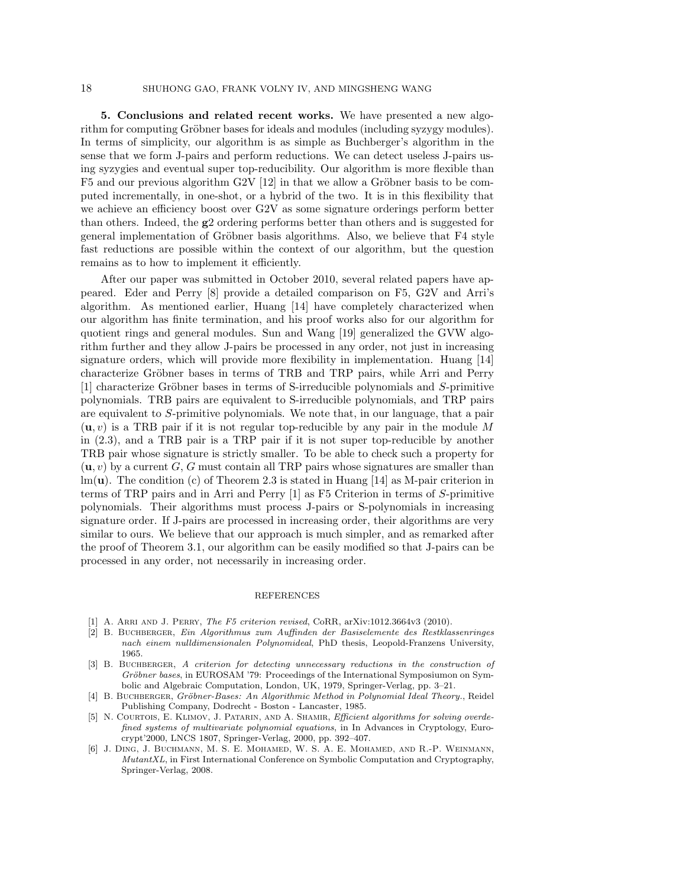**5. Conclusions and related recent works.** We have presented a new algorithm for computing Gröbner bases for ideals and modules (including syzygy modules). In terms of simplicity, our algorithm is as simple as Buchberger's algorithm in the sense that we form J-pairs and perform reductions. We can detect useless J-pairs using syzygies and eventual super top-reducibility. Our algorithm is more flexible than F5 and our previous algorithm G2V [12] in that we allow a Gröbner basis to be computed incrementally, in one-shot, or a hybrid of the two. It is in this flexibility that we achieve an efficiency boost over G2V as some signature orderings perform better than others. Indeed, the **g**2 ordering performs better than others and is suggested for general implementation of Gröbner basis algorithms. Also, we believe that F4 style fast reductions are possible within the context of our algorithm, but the question remains as to how to implement it efficiently.

After our paper was submitted in October 2010, several related papers have appeared. Eder and Perry [8] provide a detailed comparison on F5, G2V and Arri's algorithm. As mentioned earlier, Huang [14] have completely characterized when our algorithm has finite termination, and his proof works also for our algorithm for quotient rings and general modules. Sun and Wang [19] generalized the GVW algorithm further and they allow J-pairs be processed in any order, not just in increasing signature orders, which will provide more flexibility in implementation. Huang [14] characterize Gröbner bases in terms of TRB and TRP pairs, while Arri and Perry [1] characterize Gröbner bases in terms of S-irreducible polynomials and $S$-primitive polynomials. TRB pairs are equivalent to S-irreducible polynomials, and TRP pairs are equivalent to $S$-primitive polynomials. We note that, in our language, that a pair $(\mathbf{u}, v)$ is a TRB pair if it is not regular top-reducible by any pair in the module $M$ in (2.3), and a TRB pair is a TRP pair if it is not super top-reducible by another TRB pair whose signature is strictly smaller. To be able to check such a property for $(\mathbf{u}, v)$ by a current $G$, $G$ must contain all TRP pairs whose signatures are smaller than $\mathrm{lm}(\mathbf{u})$. The condition (c) of Theorem 2.3 is stated in Huang [14] as M-pair criterion in terms of TRP pairs and in Arri and Perry [1] as F5 Criterion in terms of $S$-primitive polynomials. Their algorithms must process J-pairs or S-polynomials in increasing signature order. If J-pairs are processed in increasing order, their algorithms are very similar to ours. We believe that our approach is much simpler, and as remarked after the proof of Theorem 3.1, our algorithm can be easily modified so that J-pairs can be processed in any order, not necessarily in increasing order.

## REFERENCES

[1] A. Arri and J. Perry, *The F5 criterion revised*, CoRR, arXiv:1012.3664v3 (2010).

[2] B. Buchberger, *Ein Algorithmus zum Auffinden der Basiselemente des Restklassenringes nach einem nulldimensionalen Polynomideal*, PhD thesis, Leopold-Franzens University, 1965.

[3] B. Buchberger, *A criterion for detecting unnecessary reductions in the construction of Gröbner bases*, in EUROSAM '79: Proceedings of the International Symposiumon on Symbolic and Algebraic Computation, London, UK, 1979, Springer-Verlag, pp. 3–21.

[4] B. Buchberger, *Gröbner-Bases: An Algorithmic Method in Polynomial Ideal Theory.*, Reidel Publishing Company, Dodrecht - Boston - Lancaster, 1985.

[5] N. Courtois, E. Klimov, J. Patarin, and A. Shamir, *Efficient algorithms for solving overdefined systems of multivariate polynomial equations*, in In Advances in Cryptology, Eurocrypt'2000, LNCS 1807, Springer-Verlag, 2000, pp. 392–407.

[6] J. Ding, J. Buchmann, M. S. E. Mohamed, W. S. A. E. Mohamed, and R.-P. Weinmann, *MutantXL*, in First International Conference on Symbolic Computation and Cryptography, Springer-Verlag, 2008.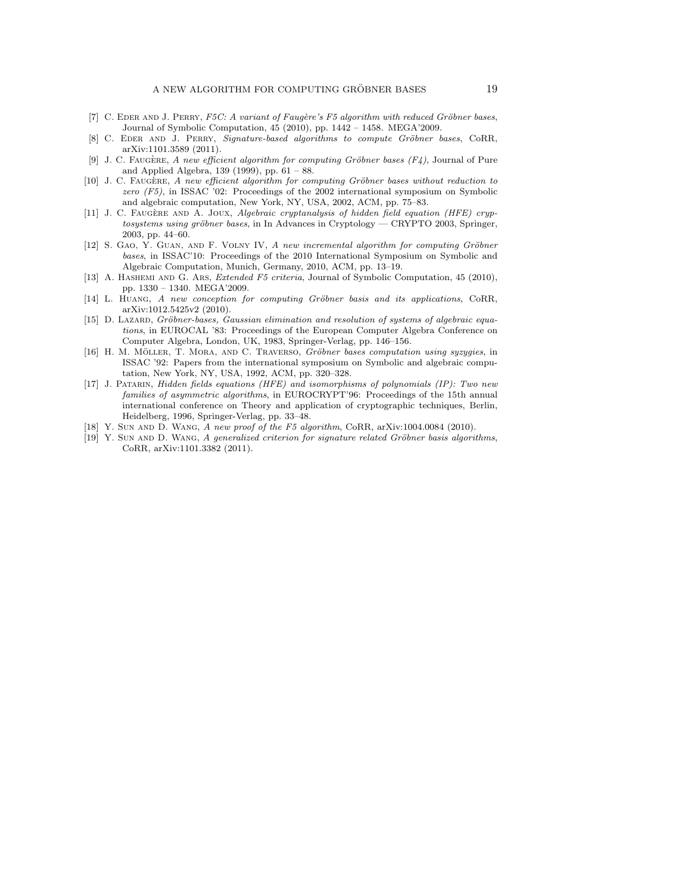[7] C. Eder and J. Perry, *F5C: A variant of Faugère's F5 algorithm with reduced Gröbner bases*, Journal of Symbolic Computation, 45 (2010), pp. 1442 – 1458. MEGA'2009.

[8] C. Eder and J. Perry, *Signature-based algorithms to compute Gröbner bases*, CoRR, arXiv:1101.3589 (2011).

[9] J. C. Faugère, *A new efficient algorithm for computing Gröbner bases (F4)*, Journal of Pure and Applied Algebra, 139 (1999), pp. 61 – 88.

[10] J. C. Faugère, *A new efficient algorithm for computing Gröbner bases without reduction to zero (F5)*, in ISSAC '02: Proceedings of the 2002 international symposium on Symbolic and algebraic computation, New York, NY, USA, 2002, ACM, pp. 75–83.

[11] J. C. Faugère and A. Joux, *Algebraic cryptanalysis of hidden field equation (HFE) cryptosystems using gröbner bases*, in In Advances in Cryptology — CRYPTO 2003, Springer, 2003, pp. 44–60.

[12] S. Gao, Y. Guan, and F. Volny IV, *A new incremental algorithm for computing Gröbner bases*, in ISSAC'10: Proceedings of the 2010 International Symposium on Symbolic and Algebraic Computation, Munich, Germany, 2010, ACM, pp. 13–19.

[13] A. Hashemi and G. Ars, *Extended F5 criteria*, Journal of Symbolic Computation, 45 (2010), pp. 1330 – 1340. MEGA'2009.

[14] L. Huang, *A new conception for computing Gröbner basis and its applications*, CoRR, arXiv:1012.5425v2 (2010).

[15] D. Lazard, *Gröbner-bases, Gaussian elimination and resolution of systems of algebraic equations*, in EUROCAL '83: Proceedings of the European Computer Algebra Conference on Computer Algebra, London, UK, 1983, Springer-Verlag, pp. 146–156.

[16] H. M. Möller, T. Mora, and C. Traverso, *Gröbner bases computation using syzygies*, in ISSAC '92: Papers from the international symposium on Symbolic and algebraic computation, New York, NY, USA, 1992, ACM, pp. 320–328.

[17] J. Patarin, *Hidden fields equations (HFE) and isomorphisms of polynomials (IP): Two new families of asymmetric algorithms*, in EUROCRYPT'96: Proceedings of the 15th annual international conference on Theory and application of cryptographic techniques, Berlin, Heidelberg, 1996, Springer-Verlag, pp. 33–48.

[18] Y. Sun and D. Wang, *A new proof of the F5 algorithm*, CoRR, arXiv:1004.0084 (2010).

[19] Y. Sun and D. Wang, *A generalized criterion for signature related Gröbner basis algorithms*, CoRR, arXiv:1101.3382 (2011).